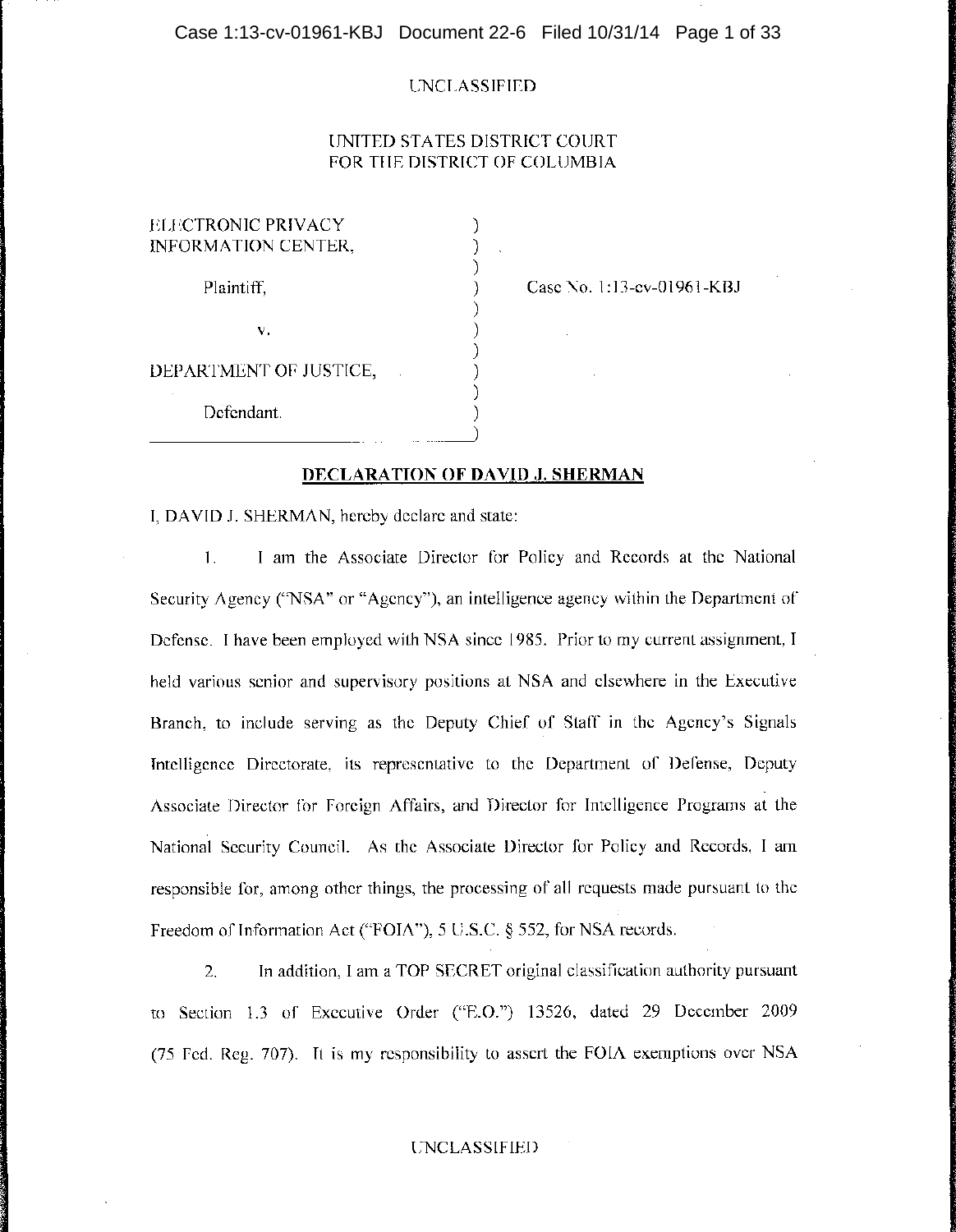UNCLASSIFIED

UNITED STATES DISTRICT COURT
FOR THE DISTRICT OF COLUMBIA

| | | |
|---|---|---|
| ELECTRONIC PRIVACY INFORMATION CENTER, | ) | |
| Plaintiff, | ) | Case No. 1:13-cv-01961-KBJ |
| v. | ) | |
| DEPARTMENT OF JUSTICE, | ) | |
| Defendant. | ) | |

**DECLARATION OF DAVID J. SHERMAN**

I, DAVID J. SHERMAN, hereby declare and state:

1. I am the Associate Director for Policy and Records at the National Security Agency ("NSA" or "Agency"), an intelligence agency within the Department of Defense. I have been employed with NSA since 1985. Prior to my current assignment, I held various senior and supervisory positions at NSA and elsewhere in the Executive Branch, to include serving as the Deputy Chief of Staff in the Agency's Signals Intelligence Directorate, its representative to the Department of Defense, Deputy Associate Director for Foreign Affairs, and Director for Intelligence Programs at the National Security Council. As the Associate Director for Policy and Records, I am responsible for, among other things, the processing of all requests made pursuant to the Freedom of Information Act ("FOIA"), 5 U.S.C. § 552, for NSA records.

2. In addition, I am a TOP SECRET original classification authority pursuant to Section 1.3 of Executive Order ("E.O.") 13526, dated 29 December 2009 (75 Fed. Reg. 707). It is my responsibility to assert the FOIA exemptions over NSA

UNCLASSIFIED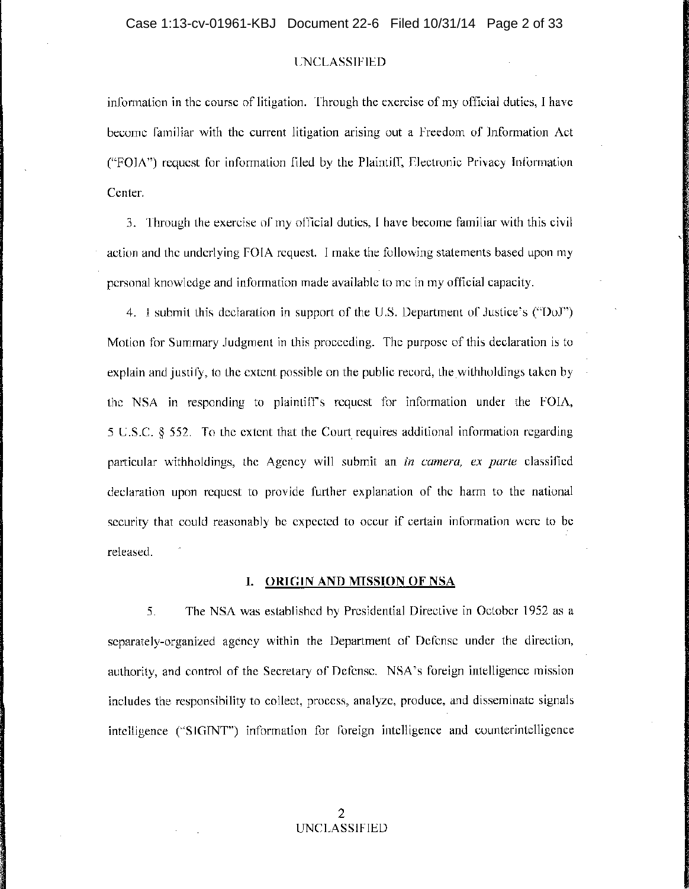UNCLASSIFIED

information in the course of litigation. Through the exercise of my official duties, I have become familiar with the current litigation arising out a Freedom of Information Act ("FOIA") request for information filed by the Plaintiff, Electronic Privacy Information Center.

3. Through the exercise of my official duties, I have become familiar with this civil action and the underlying FOIA request. I make the following statements based upon my personal knowledge and information made available to me in my official capacity.

4. I submit this declaration in support of the U.S. Department of Justice's ("DoJ") Motion for Summary Judgment in this proceeding. The purpose of this declaration is to explain and justify, to the extent possible on the public record, the withholdings taken by the NSA in responding to plaintiff's request for information under the FOIA, 5 U.S.C. § 552. To the extent that the Court requires additional information regarding particular withholdings, the Agency will submit an *in camera, ex parte* classified declaration upon request to provide further explanation of the harm to the national security that could reasonably be expected to occur if certain information were to be released.

## I. ORIGIN AND MISSION OF NSA

5. The NSA was established by Presidential Directive in October 1952 as a separately-organized agency within the Department of Defense under the direction, authority, and control of the Secretary of Defense. NSA's foreign intelligence mission includes the responsibility to collect, process, analyze, produce, and disseminate signals intelligence ("SIGINT") information for foreign intelligence and counterintelligence

UNCLASSIFIED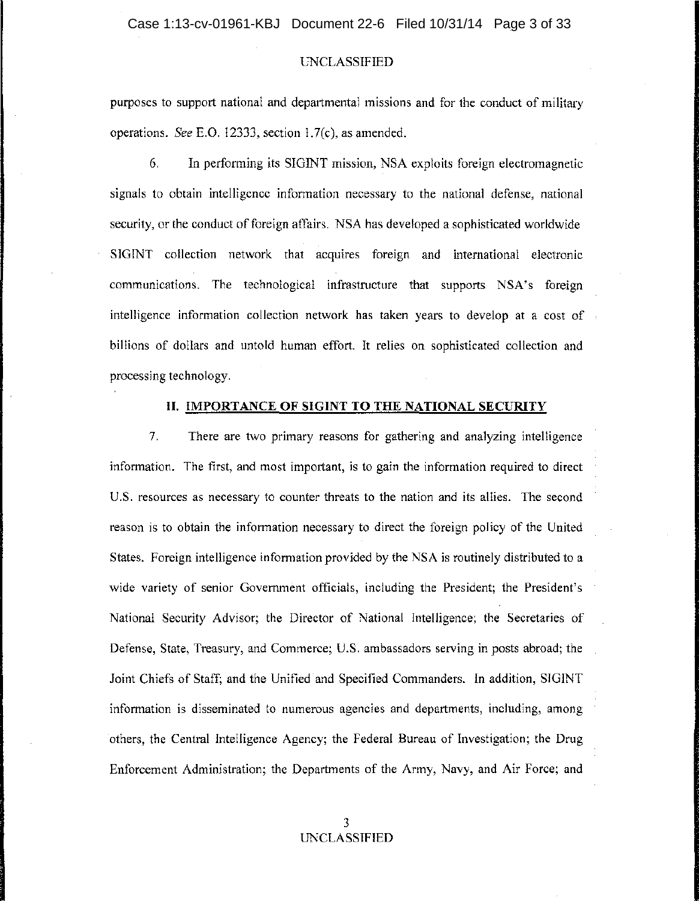purposes to support national and departmental missions and for the conduct of military operations. *See* E.O. 12333, section 1.7(c), as amended.

6. In performing its SIGINT mission, NSA exploits foreign electromagnetic signals to obtain intelligence information necessary to the national defense, national security, or the conduct of foreign affairs. NSA has developed a sophisticated worldwide SIGINT collection network that acquires foreign and international electronic communications. The technological infrastructure that supports NSA's foreign intelligence information collection network has taken years to develop at a cost of billions of dollars and untold human effort. It relies on sophisticated collection and processing technology.

## II. IMPORTANCE OF SIGINT TO THE NATIONAL SECURITY

7. There are two primary reasons for gathering and analyzing intelligence information. The first, and most important, is to gain the information required to direct U.S. resources as necessary to counter threats to the nation and its allies. The second reason is to obtain the information necessary to direct the foreign policy of the United States. Foreign intelligence information provided by the NSA is routinely distributed to a wide variety of senior Government officials, including the President; the President's National Security Advisor; the Director of National Intelligence; the Secretaries of Defense, State, Treasury, and Commerce; U.S. ambassadors serving in posts abroad; the Joint Chiefs of Staff; and the Unified and Specified Commanders. In addition, SIGINT information is disseminated to numerous agencies and departments, including, among others, the Central Intelligence Agency; the Federal Bureau of Investigation; the Drug Enforcement Administration; the Departments of the Army, Navy, and Air Force; and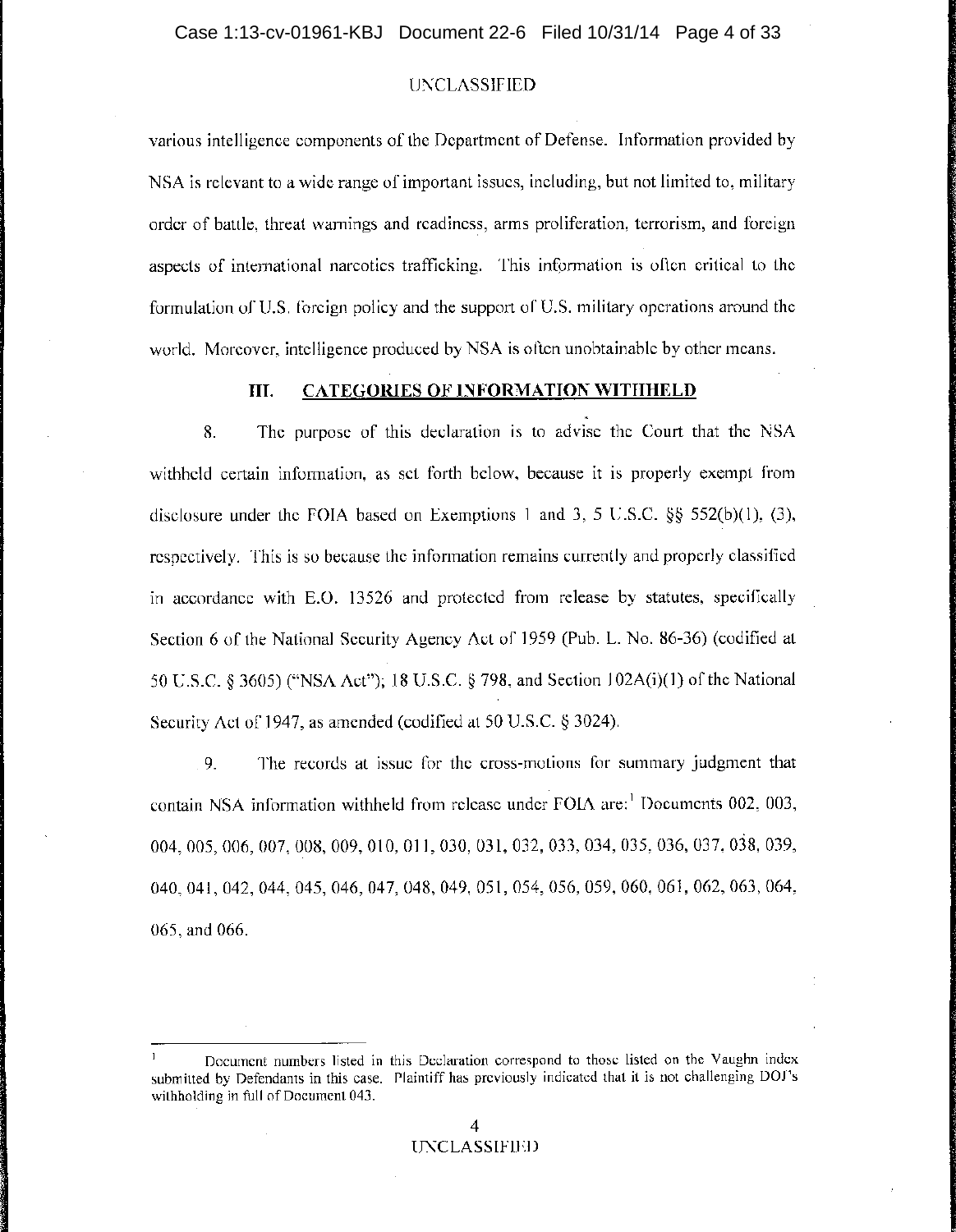various intelligence components of the Department of Defense. Information provided by NSA is relevant to a wide range of important issues, including, but not limited to, military order of battle, threat warnings and readiness, arms proliferation, terrorism, and foreign aspects of international narcotics trafficking. This information is often critical to the formulation of U.S. foreign policy and the support of U.S. military operations around the world. Moreover, intelligence produced by NSA is often unobtainable by other means.

## III. CATEGORIES OF INFORMATION WITHHELD

8. The purpose of this declaration is to advise the Court that the NSA withheld certain information, as set forth below, because it is properly exempt from disclosure under the FOIA based on Exemptions 1 and 3, 5 U.S.C. §§ 552(b)(1), (3), respectively. This is so because the information remains currently and properly classified in accordance with E.O. 13526 and protected from release by statutes, specifically Section 6 of the National Security Agency Act of 1959 (Pub. L. No. 86-36) (codified at 50 U.S.C. § 3605) ("NSA Act"); 18 U.S.C. § 798, and Section 102A(i)(1) of the National Security Act of 1947, as amended (codified at 50 U.S.C. § 3024).

9. The records at issue for the cross-motions for summary judgment that contain NSA information withheld from release under FOIA are:[1] Documents 002, 003, 004, 005, 006, 007, 008, 009, 010, 011, 030, 031, 032, 033, 034, 035, 036, 037, 038, 039, 040, 041, 042, 044, 045, 046, 047, 048, 049, 051, 054, 056, 059, 060, 061, 062, 063, 064, 065, and 066.

---

[1] Document numbers listed in this Declaration correspond to those listed on the Vaughn index submitted by Defendants in this case. Plaintiff has previously indicated that it is not challenging DOJ's withholding in full of Document 043.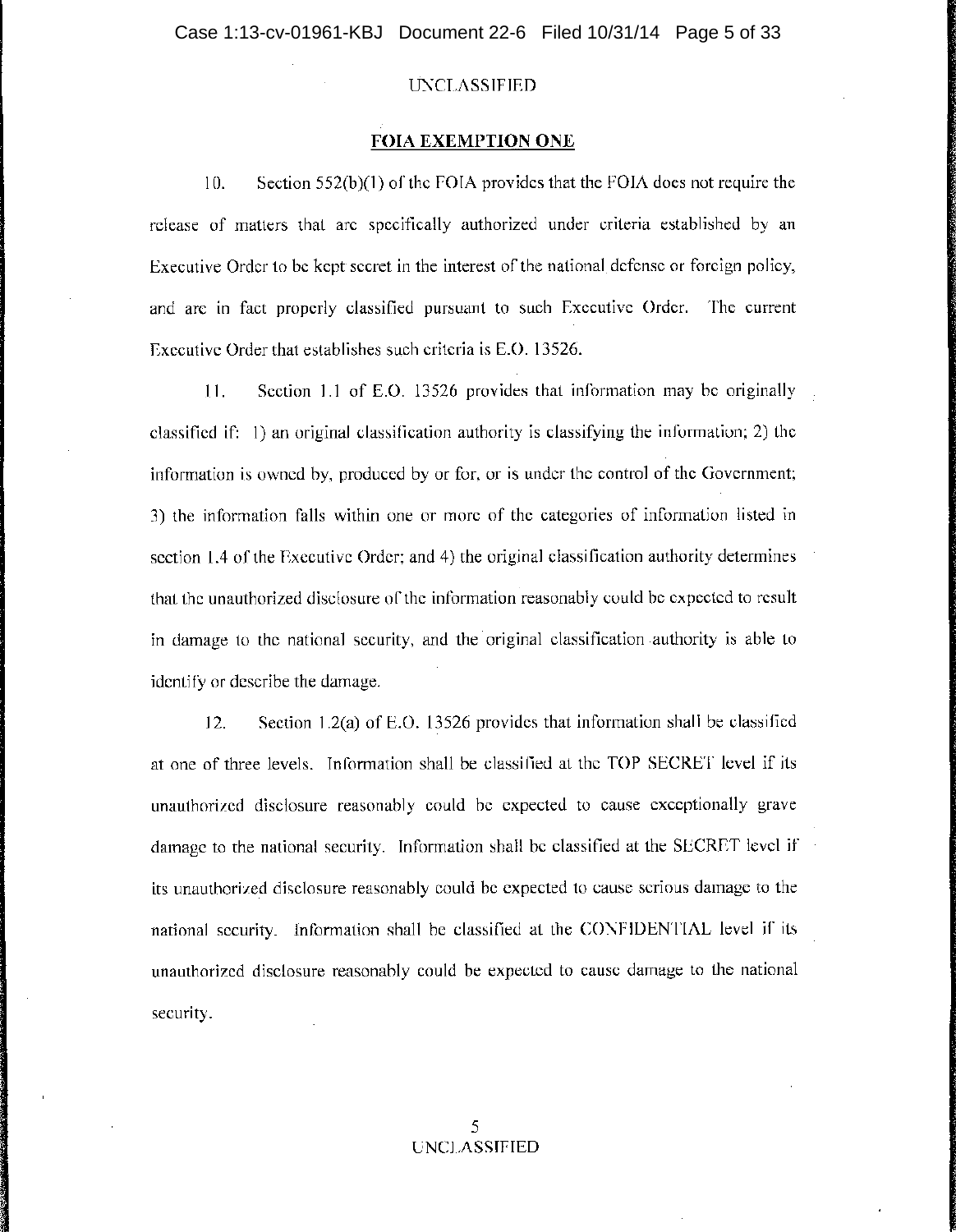UNCLASSIFIED

## FOIA EXEMPTION ONE

10. Section 552(b)(1) of the FOIA provides that the FOIA does not require the release of matters that are specifically authorized under criteria established by an Executive Order to be kept secret in the interest of the national defense or foreign policy, and are in fact properly classified pursuant to such Executive Order. The current Executive Order that establishes such criteria is E.O. 13526.

11. Section 1.1 of E.O. 13526 provides that information may be originally classified if: 1) an original classification authority is classifying the information; 2) the information is owned by, produced by or for, or is under the control of the Government; 3) the information falls within one or more of the categories of information listed in section 1.4 of the Executive Order; and 4) the original classification authority determines that the unauthorized disclosure of the information reasonably could be expected to result in damage to the national security, and the original classification authority is able to identify or describe the damage.

12. Section 1.2(a) of E.O. 13526 provides that information shall be classified at one of three levels. Information shall be classified at the TOP SECRET level if its unauthorized disclosure reasonably could be expected to cause exceptionally grave damage to the national security. Information shall be classified at the SECRET level if its unauthorized disclosure reasonably could be expected to cause serious damage to the national security. Information shall be classified at the CONFIDENTIAL level if its unauthorized disclosure reasonably could be expected to cause damage to the national security.

UNCLASSIFIED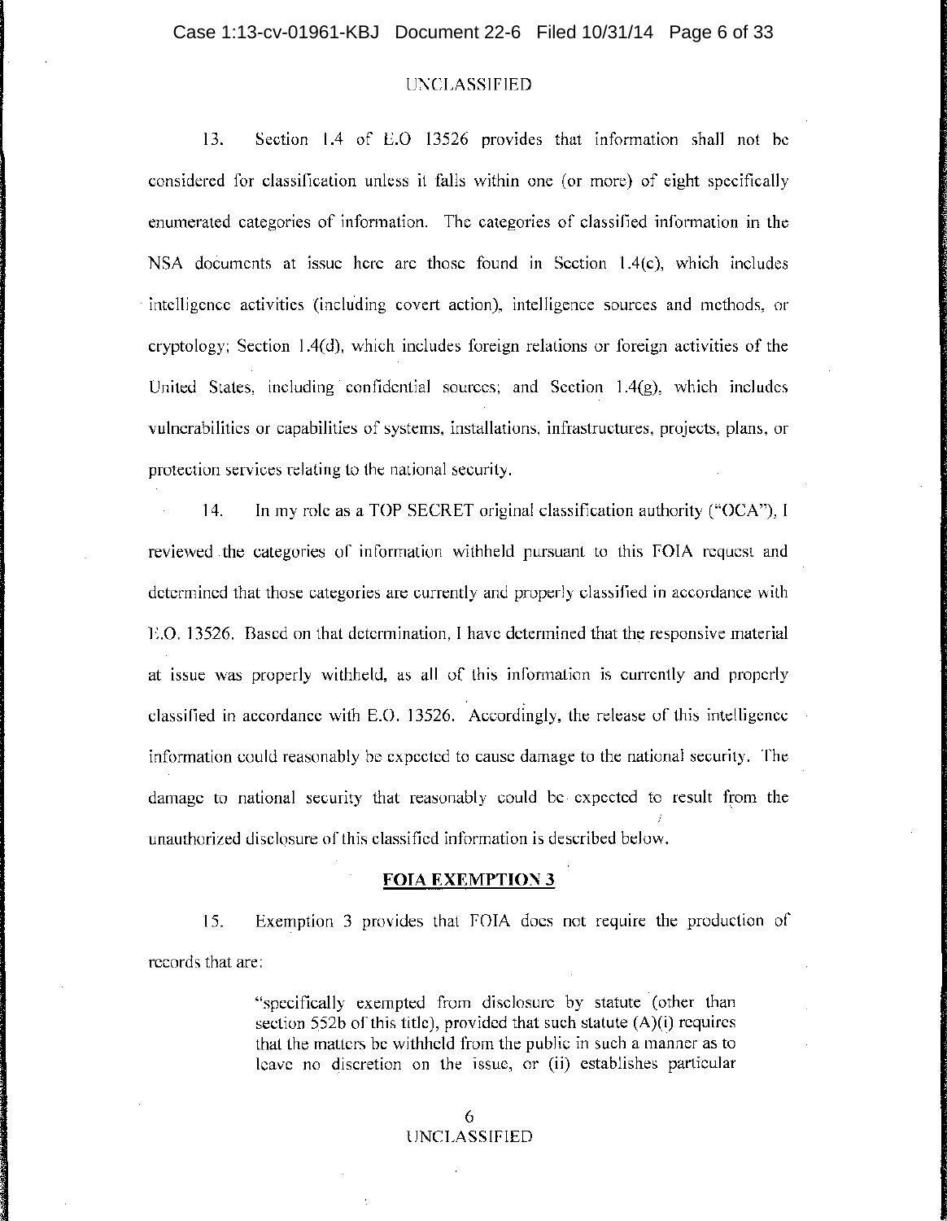UNCLASSIFIED

13. Section 1.4 of E.O 13526 provides that information shall not be considered for classification unless it falls within one (or more) of eight specifically enumerated categories of information. The categories of classified information in the NSA documents at issue here are those found in Section 1.4(c), which includes intelligence activities (including covert action), intelligence sources and methods, or cryptology; Section 1.4(d), which includes foreign relations or foreign activities of the United States, including confidential sources; and Section 1.4(g), which includes vulnerabilities or capabilities of systems, installations, infrastructures, projects, plans, or protection services relating to the national security.

14. In my role as a TOP SECRET original classification authority ("OCA"), I reviewed the categories of information withheld pursuant to this FOIA request and determined that those categories are currently and properly classified in accordance with E.O. 13526. Based on that determination, I have determined that the responsive material at issue was properly withheld, as all of this information is currently and properly classified in accordance with E.O. 13526. Accordingly, the release of this intelligence information could reasonably be expected to cause damage to the national security. The damage to national security that reasonably could be expected to result from the unauthorized disclosure of this classified information is described below.

**FOIA EXEMPTION 3**

15. Exemption 3 provides that FOIA does not require the production of records that are:

> "specifically exempted from disclosure by statute (other than section 552b of this title), provided that such statute (A)(i) requires that the matters be withheld from the public in such a manner as to leave no discretion on the issue, or (ii) establishes particular

UNCLASSIFIED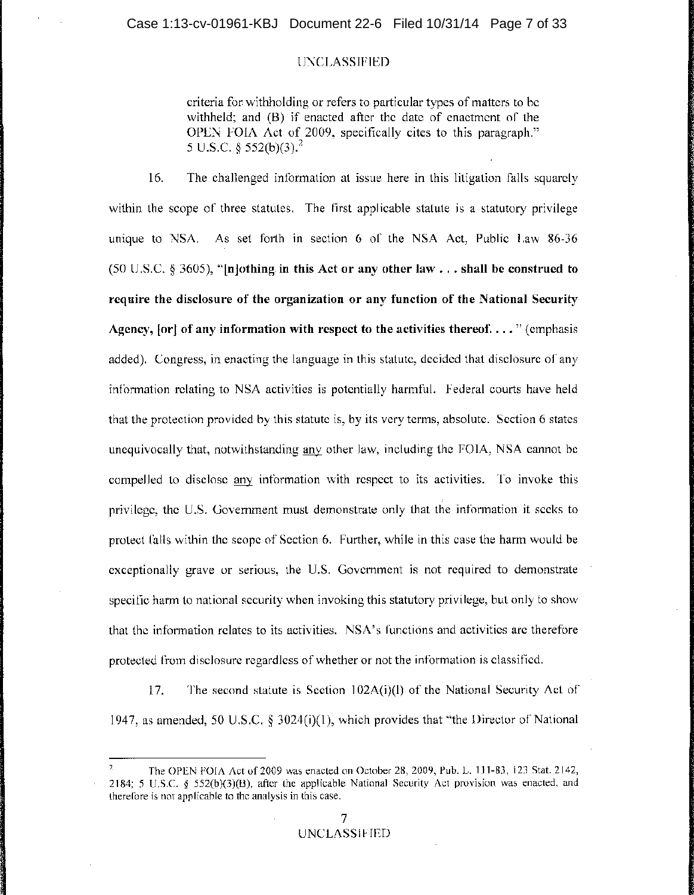criteria for withholding or refers to particular types of matters to be withheld; and (B) if enacted after the date of enactment of the OPEN FOIA Act of 2009, specifically cites to this paragraph." 5 U.S.C. § 552(b)(3).[2]

16. The challenged information at issue here in this litigation falls squarely within the scope of three statutes. The first applicable statute is a statutory privilege unique to NSA. As set forth in section 6 of the NSA Act, Public Law 86-36 (50 U.S.C. § 3605), "**[n]othing in this Act or any other law . . . shall be construed to require the disclosure of the organization or any function of the National Security Agency, [or] of any information with respect to the activities thereof. . . .**" (emphasis added). Congress, in enacting the language in this statute, decided that disclosure of any information relating to NSA activities is potentially harmful. Federal courts have held that the protection provided by this statute is, by its very terms, absolute. Section 6 states unequivocally that, notwithstanding <u>any</u> other law, including the FOIA, NSA cannot be compelled to disclose <u>any</u> information with respect to its activities. To invoke this privilege, the U.S. Government must demonstrate only that the information it seeks to protect falls within the scope of Section 6. Further, while in this case the harm would be exceptionally grave or serious, the U.S. Government is not required to demonstrate specific harm to national security when invoking this statutory privilege, but only to show that the information relates to its activities. NSA's functions and activities are therefore protected from disclosure regardless of whether or not the information is classified.

17. The second statute is Section 102A(i)(l) of the National Security Act of 1947, as amended, 50 U.S.C. § 3024(i)(1), which provides that "the Director of National

---

[2] The OPEN FOIA Act of 2009 was enacted on October 28, 2009, Pub. L. 111-83, 123 Stat. 2142, 2184; 5 U.S.C. § 552(b)(3)(B), after the applicable National Security Act provision was enacted, and therefore is not applicable to the analysis in this case.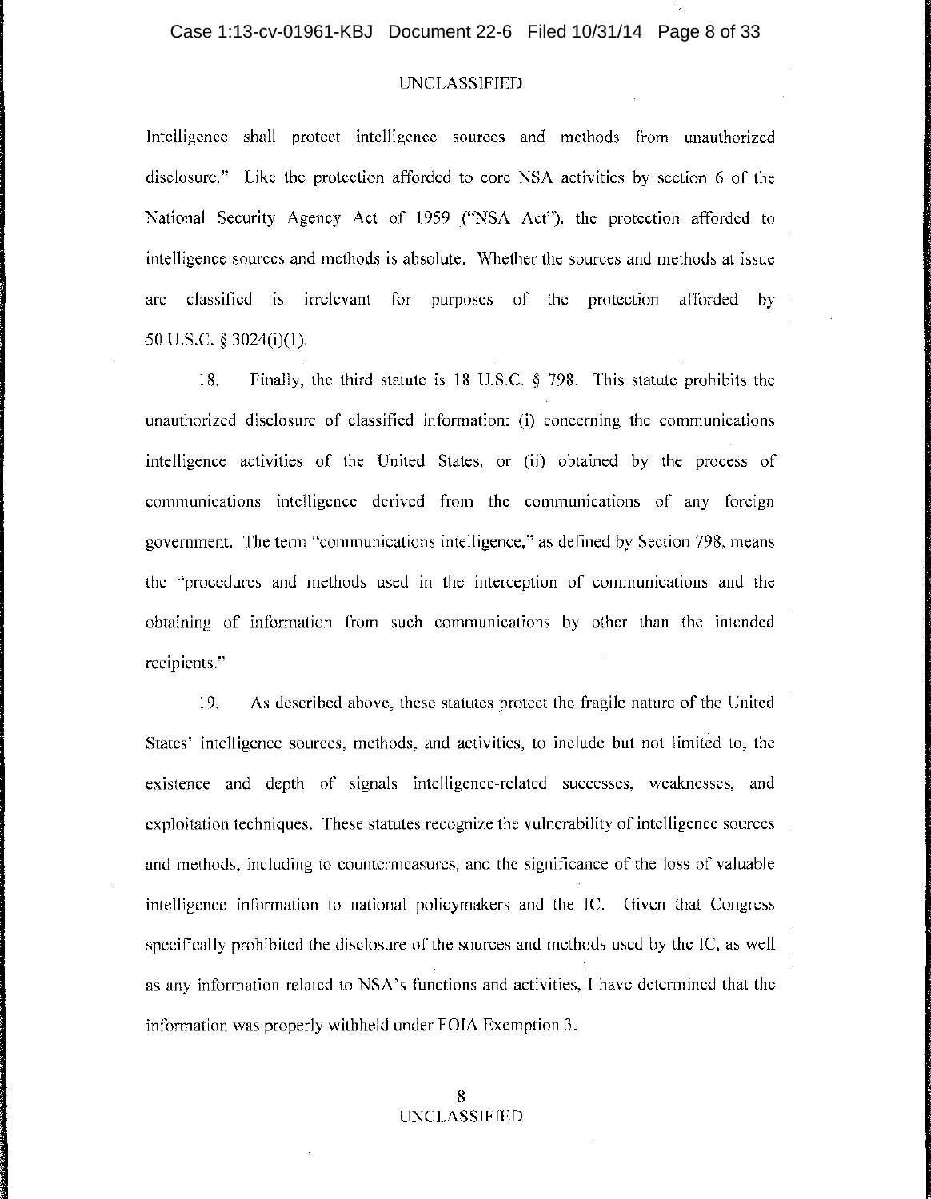Intelligence shall protect intelligence sources and methods from unauthorized disclosure." Like the protection afforded to core NSA activities by section 6 of the National Security Agency Act of 1959 ("NSA Act"), the protection afforded to intelligence sources and methods is absolute. Whether the sources and methods at issue are classified is irrelevant for purposes of the protection afforded by 50 U.S.C. § 3024(i)(1).

18. Finally, the third statute is 18 U.S.C. § 798. This statute prohibits the unauthorized disclosure of classified information: (i) concerning the communications intelligence activities of the United States, or (ii) obtained by the process of communications intelligence derived from the communications of any foreign government. The term "communications intelligence," as defined by Section 798, means the "procedures and methods used in the interception of communications and the obtaining of information from such communications by other than the intended recipients."

19. As described above, these statutes protect the fragile nature of the United States' intelligence sources, methods, and activities, to include but not limited to, the existence and depth of signals intelligence-related successes, weaknesses, and exploitation techniques. These statutes recognize the vulnerability of intelligence sources and methods, including to countermeasures, and the significance of the loss of valuable intelligence information to national policymakers and the IC. Given that Congress specifically prohibited the disclosure of the sources and methods used by the IC, as well as any information related to NSA's functions and activities, I have determined that the information was properly withheld under FOIA Exemption 3.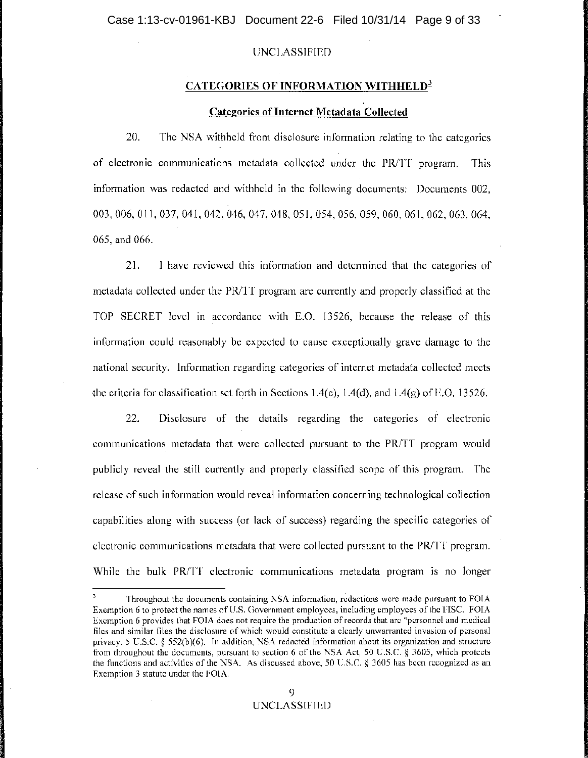UNCLASSIFIED

## CATEGORIES OF INFORMATION WITHHELD[3]

### Categories of Internet Metadata Collected

20. The NSA withheld from disclosure information relating to the categories of electronic communications metadata collected under the PR/TT program. This information was redacted and withheld in the following documents: Documents 002, 003, 006, 011, 037, 041, 042, 046, 047, 048, 051, 054, 056, 059, 060, 061, 062, 063, 064, 065, and 066.

21. I have reviewed this information and determined that the categories of metadata collected under the PR/TT program are currently and properly classified at the TOP SECRET level in accordance with E.O. 13526, because the release of this information could reasonably be expected to cause exceptionally grave damage to the national security. Information regarding categories of internet metadata collected meets the criteria for classification set forth in Sections 1.4(c), 1.4(d), and 1.4(g) of E.O. 13526.

22. Disclosure of the details regarding the categories of electronic communications metadata that were collected pursuant to the PR/TT program would publicly reveal the still currently and properly classified scope of this program. The release of such information would reveal information concerning technological collection capabilities along with success (or lack of success) regarding the specific categories of electronic communications metadata that were collected pursuant to the PR/TT program. While the bulk PR/TT electronic communications metadata program is no longer

---

[3] Throughout the documents containing NSA information, redactions were made pursuant to FOIA Exemption 6 to protect the names of U.S. Government employees, including employees of the FISC. FOIA Exemption 6 provides that FOIA does not require the production of records that are "personnel and medical files and similar files the disclosure of which would constitute a clearly unwarranted invasion of personal privacy. 5 U.S.C. § 552(b)(6). In addition, NSA redacted information about its organization and structure from throughout the documents, pursuant to section 6 of the NSA Act, 50 U.S.C. § 3605, which protects the functions and activities of the NSA. As discussed above, 50 U.S.C. § 3605 has been recognized as an Exemption 3 statute under the FOIA.

UNCLASSIFIED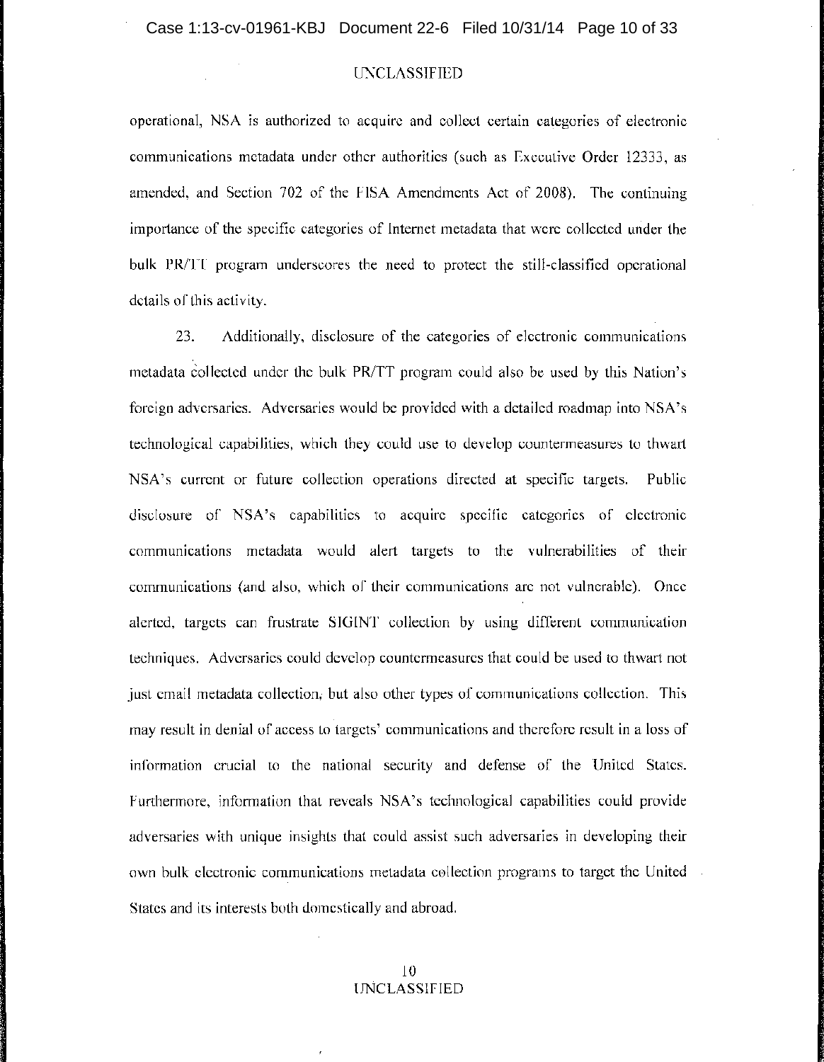operational, NSA is authorized to acquire and collect certain categories of electronic communications metadata under other authorities (such as Executive Order 12333, as amended, and Section 702 of the FISA Amendments Act of 2008). The continuing importance of the specific categories of Internet metadata that were collected under the bulk PR/TT program underscores the need to protect the still-classified operational details of this activity.

23. Additionally, disclosure of the categories of electronic communications metadata collected under the bulk PR/TT program could also be used by this Nation's foreign adversaries. Adversaries would be provided with a detailed roadmap into NSA's technological capabilities, which they could use to develop countermeasures to thwart NSA's current or future collection operations directed at specific targets. Public disclosure of NSA's capabilities to acquire specific categories of electronic communications metadata would alert targets to the vulnerabilities of their communications (and also, which of their communications are not vulnerable). Once alerted, targets can frustrate SIGINT collection by using different communication techniques. Adversaries could develop countermeasures that could be used to thwart not just email metadata collection, but also other types of communications collection. This may result in denial of access to targets' communications and therefore result in a loss of information crucial to the national security and defense of the United States. Furthermore, information that reveals NSA's technological capabilities could provide adversaries with unique insights that could assist such adversaries in developing their own bulk electronic communications metadata collection programs to target the United States and its interests both domestically and abroad.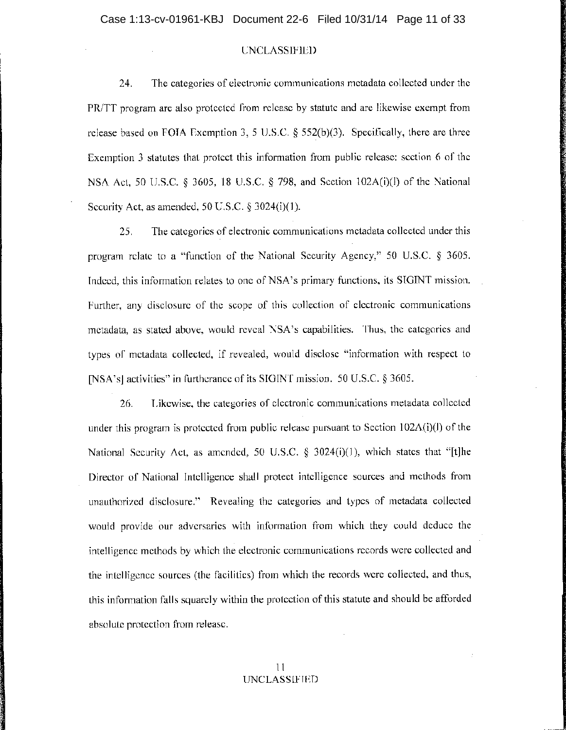UNCLASSIFIED

24. The categories of electronic communications metadata collected under the PR/TT program are also protected from release by statute and are likewise exempt from release based on FOIA Exemption 3, 5 U.S.C. § 552(b)(3). Specifically, there are three Exemption 3 statutes that protect this information from public release: section 6 of the NSA Act, 50 U.S.C. § 3605, 18 U.S.C. § 798, and Section 102A(i)(l) of the National Security Act, as amended, 50 U.S.C. § 3024(i)(1).

25. The categories of electronic communications metadata collected under this program relate to a "function of the National Security Agency," 50 U.S.C. § 3605. Indeed, this information relates to one of NSA's primary functions, its SIGINT mission. Further, any disclosure of the scope of this collection of electronic communications metadata, as stated above, would reveal NSA's capabilities. Thus, the categories and types of metadata collected, if revealed, would disclose "information with respect to [NSA's] activities" in furtherance of its SIGINT mission. 50 U.S.C. § 3605.

26. Likewise, the categories of electronic communications metadata collected under this program is protected from public release pursuant to Section 102A(i)(l) of the National Security Act, as amended, 50 U.S.C. § 3024(i)(1), which states that "[t]he Director of National Intelligence shall protect intelligence sources and methods from unauthorized disclosure." Revealing the categories and types of metadata collected would provide our adversaries with information from which they could deduce the intelligence methods by which the electronic communications records were collected and the intelligence sources (the facilities) from which the records were collected, and thus, this information falls squarely within the protection of this statute and should be afforded absolute protection from release.

UNCLASSIFIED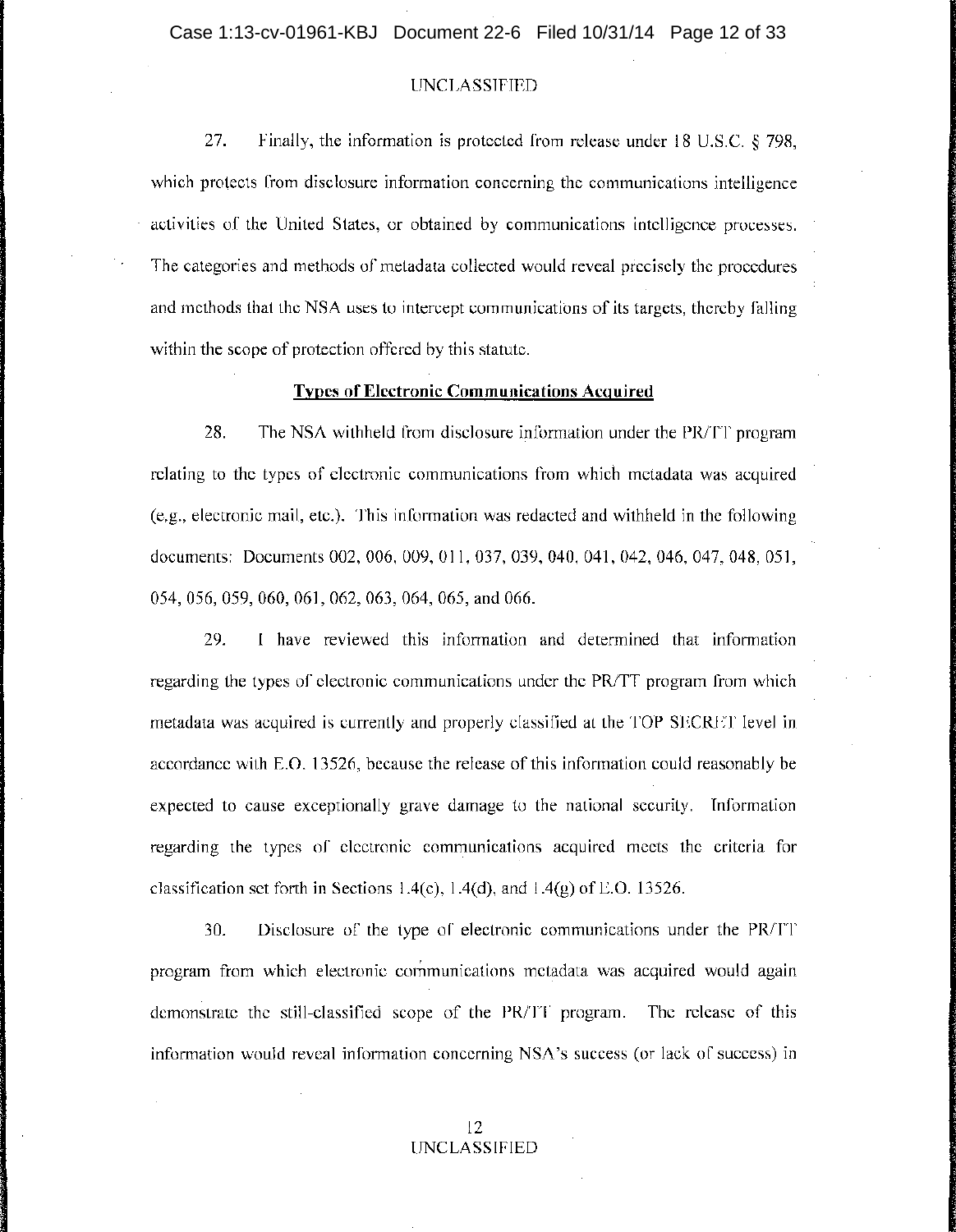UNCLASSIFIED

27. Finally, the information is protected from release under 18 U.S.C. § 798, which protects from disclosure information concerning the communications intelligence activities of the United States, or obtained by communications intelligence processes. The categories and methods of metadata collected would reveal precisely the procedures and methods that the NSA uses to intercept communications of its targets, thereby falling within the scope of protection offered by this statute.

**Types of Electronic Communications Acquired**

28. The NSA withheld from disclosure information under the PR/TT program relating to the types of electronic communications from which metadata was acquired (e.g., electronic mail, etc.). This information was redacted and withheld in the following documents: Documents 002, 006, 009, 011, 037, 039, 040, 041, 042, 046, 047, 048, 051, 054, 056, 059, 060, 061, 062, 063, 064, 065, and 066.

29. I have reviewed this information and determined that information regarding the types of electronic communications under the PR/TT program from which metadata was acquired is currently and properly classified at the TOP SECRET level in accordance with E.O. 13526, because the release of this information could reasonably be expected to cause exceptionally grave damage to the national security. Information regarding the types of electronic communications acquired meets the criteria for classification set forth in Sections 1.4(c), 1.4(d), and 1.4(g) of E.O. 13526.

30. Disclosure of the type of electronic communications under the PR/TT program from which electronic communications metadata was acquired would again demonstrate the still-classified scope of the PR/TT program. The release of this information would reveal information concerning NSA's success (or lack of success) in

UNCLASSIFIED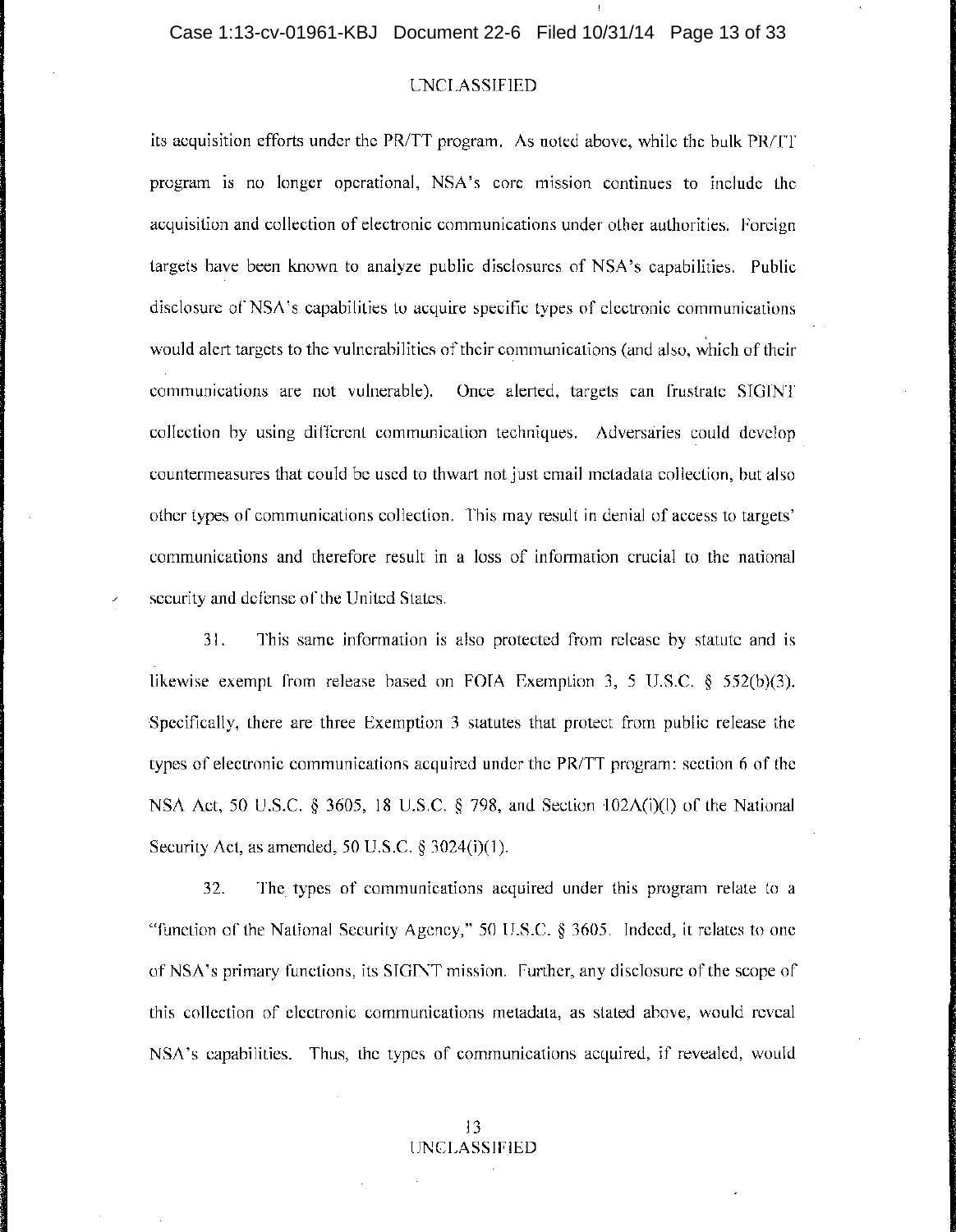its acquisition efforts under the PR/TT program. As noted above, while the bulk PR/TT program is no longer operational, NSA's core mission continues to include the acquisition and collection of electronic communications under other authorities. Foreign targets have been known to analyze public disclosures of NSA's capabilities. Public disclosure of NSA's capabilities to acquire specific types of electronic communications would alert targets to the vulnerabilities of their communications (and also, which of their communications are not vulnerable). Once alerted, targets can frustrate SIGINT collection by using different communication techniques. Adversaries could develop countermeasures that could be used to thwart not just email metadata collection, but also other types of communications collection. This may result in denial of access to targets' communications and therefore result in a loss of information crucial to the national security and defense of the United States.

31. This same information is also protected from release by statute and is likewise exempt from release based on FOIA Exemption 3, 5 U.S.C. § 552(b)(3). Specifically, there are three Exemption 3 statutes that protect from public release the types of electronic communications acquired under the PR/TT program: section 6 of the NSA Act, 50 U.S.C. § 3605, 18 U.S.C. § 798, and Section 102A(i)(l) of the National Security Act, as amended, 50 U.S.C. § 3024(i)(1).

32. The types of communications acquired under this program relate to a "function of the National Security Agency," 50 U.S.C. § 3605. Indeed, it relates to one of NSA's primary functions, its SIGINT mission. Further, any disclosure of the scope of this collection of electronic communications metadata, as stated above, would reveal NSA's capabilities. Thus, the types of communications acquired, if revealed, would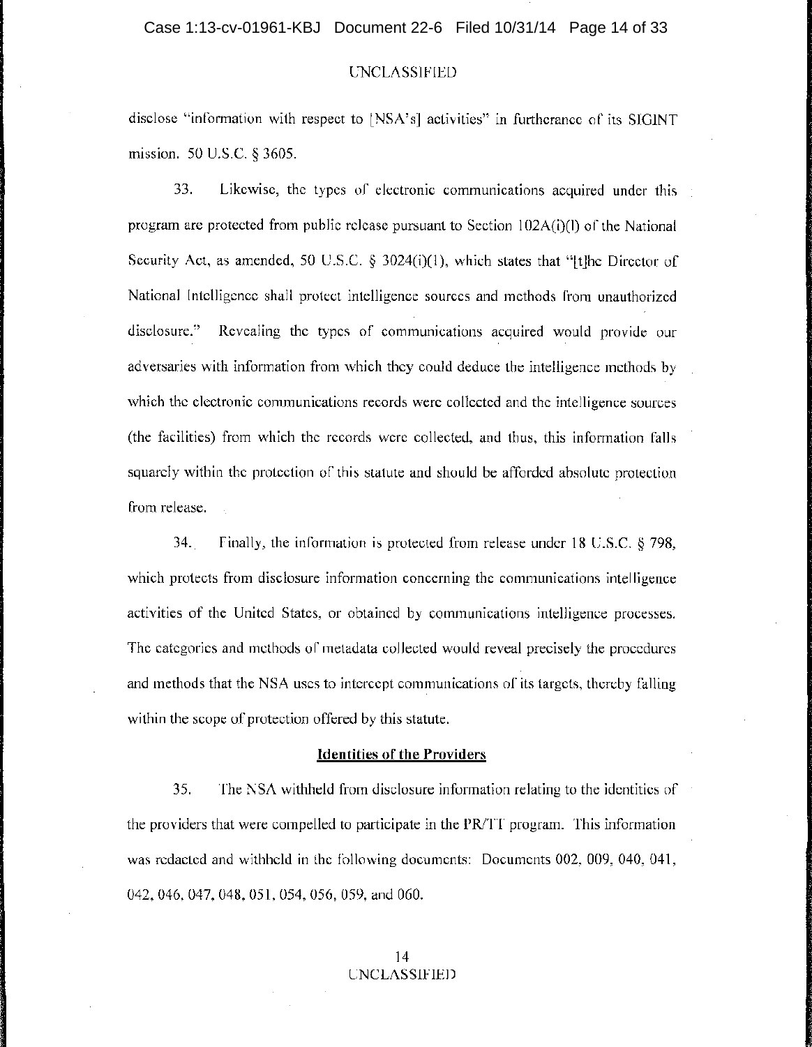disclose "information with respect to [NSA's] activities" in furtherance of its SIGINT mission. 50 U.S.C. § 3605.

33. Likewise, the types of electronic communications acquired under this program are protected from public release pursuant to Section 102A(i)(l) of the National Security Act, as amended, 50 U.S.C. § 3024(i)(1), which states that "[t]he Director of National Intelligence shall protect intelligence sources and methods from unauthorized disclosure." Revealing the types of communications acquired would provide our adversaries with information from which they could deduce the intelligence methods by which the electronic communications records were collected and the intelligence sources (the facilities) from which the records were collected, and thus, this information falls squarely within the protection of this statute and should be afforded absolute protection from release.

34. Finally, the information is protected from release under 18 U.S.C. § 798, which protects from disclosure information concerning the communications intelligence activities of the United States, or obtained by communications intelligence processes. The categories and methods of metadata collected would reveal precisely the procedures and methods that the NSA uses to intercept communications of its targets, thereby falling within the scope of protection offered by this statute.

**Identities of the Providers**

35. The NSA withheld from disclosure information relating to the identities of the providers that were compelled to participate in the PR/TT program. This information was redacted and withheld in the following documents: Documents 002, 009, 040, 041, 042, 046, 047, 048, 051, 054, 056, 059, and 060.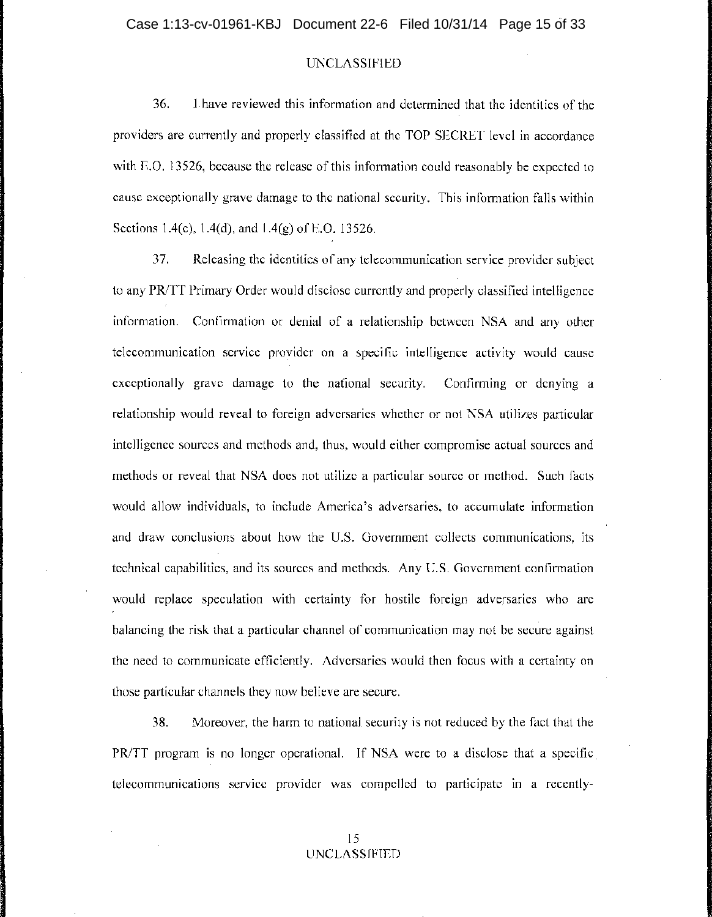UNCLASSIFIED

36. I have reviewed this information and determined that the identities of the providers are currently and properly classified at the TOP SECRET level in accordance with E.O. 13526, because the release of this information could reasonably be expected to cause exceptionally grave damage to the national security. This information falls within Sections 1.4(c), 1.4(d), and 1.4(g) of E.O. 13526.

37. Releasing the identities of any telecommunication service provider subject to any PR/TT Primary Order would disclose currently and properly classified intelligence information. Confirmation or denial of a relationship between NSA and any other telecommunication service provider on a specific intelligence activity would cause exceptionally grave damage to the national security. Confirming or denying a relationship would reveal to foreign adversaries whether or not NSA utilizes particular intelligence sources and methods and, thus, would either compromise actual sources and methods or reveal that NSA does not utilize a particular source or method. Such facts would allow individuals, to include America's adversaries, to accumulate information and draw conclusions about how the U.S. Government collects communications, its technical capabilities, and its sources and methods. Any U.S. Government confirmation would replace speculation with certainty for hostile foreign adversaries who are balancing the risk that a particular channel of communication may not be secure against the need to communicate efficiently. Adversaries would then focus with a certainty on those particular channels they now believe are secure.

38. Moreover, the harm to national security is not reduced by the fact that the PR/TT program is no longer operational. If NSA were to a disclose that a specific telecommunications service provider was compelled to participate in a recently-

UNCLASSIFIED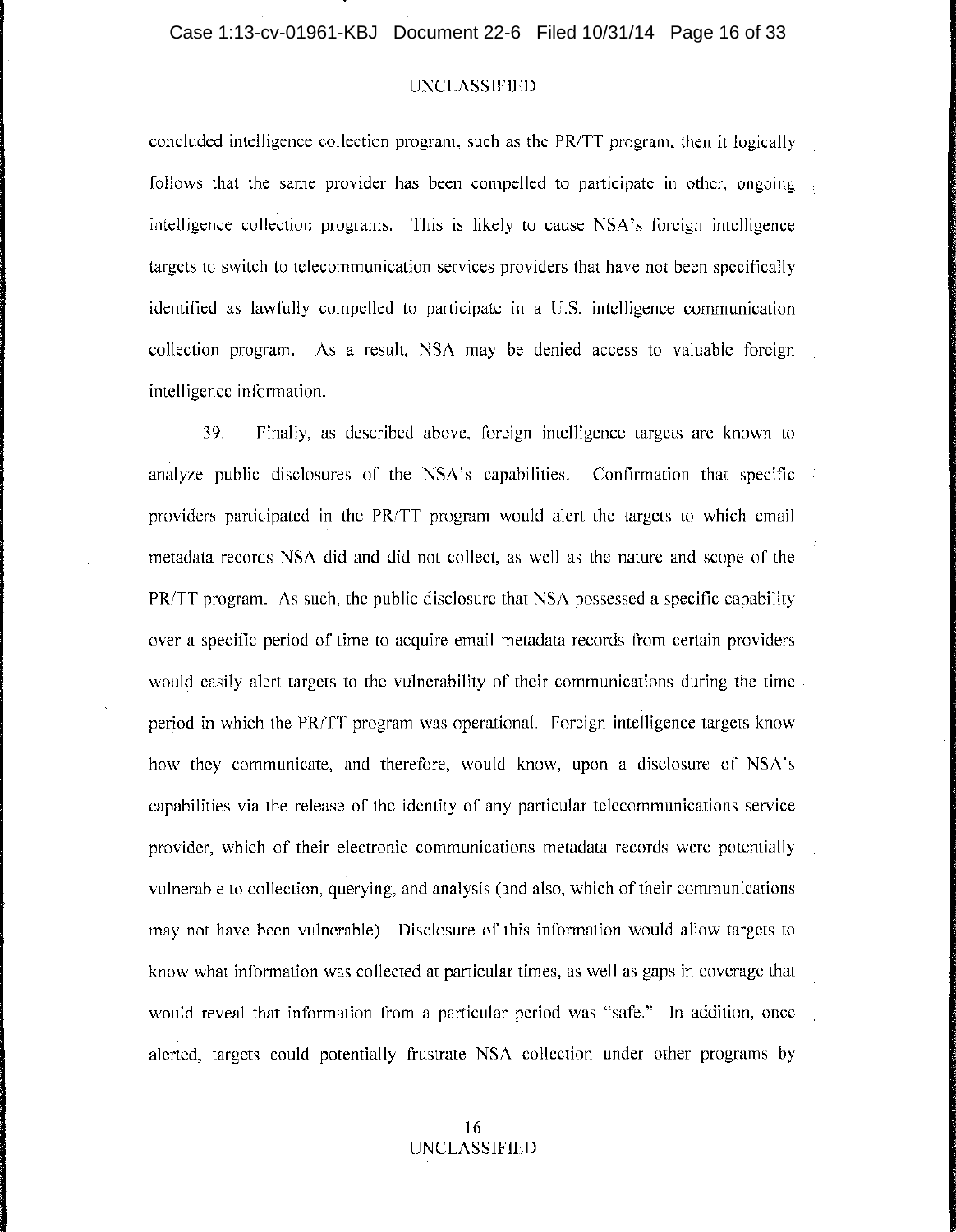concluded intelligence collection program, such as the PR/TT program, then it logically follows that the same provider has been compelled to participate in other, ongoing intelligence collection programs. This is likely to cause NSA's foreign intelligence targets to switch to telecommunication services providers that have not been specifically identified as lawfully compelled to participate in a U.S. intelligence communication collection program. As a result, NSA may be denied access to valuable foreign intelligence information.

39. Finally, as described above, foreign intelligence targets are known to analyze public disclosures of the NSA's capabilities. Confirmation that specific providers participated in the PR/TT program would alert the targets to which email metadata records NSA did and did not collect, as well as the nature and scope of the PR/TT program. As such, the public disclosure that NSA possessed a specific capability over a specific period of time to acquire email metadata records from certain providers would easily alert targets to the vulnerability of their communications during the time period in which the PR/TT program was operational. Foreign intelligence targets know how they communicate, and therefore, would know, upon a disclosure of NSA's capabilities via the release of the identity of any particular telecommunications service provider, which of their electronic communications metadata records were potentially vulnerable to collection, querying, and analysis (and also, which of their communications may not have been vulnerable). Disclosure of this information would allow targets to know what information was collected at particular times, as well as gaps in coverage that would reveal that information from a particular period was "safe." In addition, once alerted, targets could potentially frustrate NSA collection under other programs by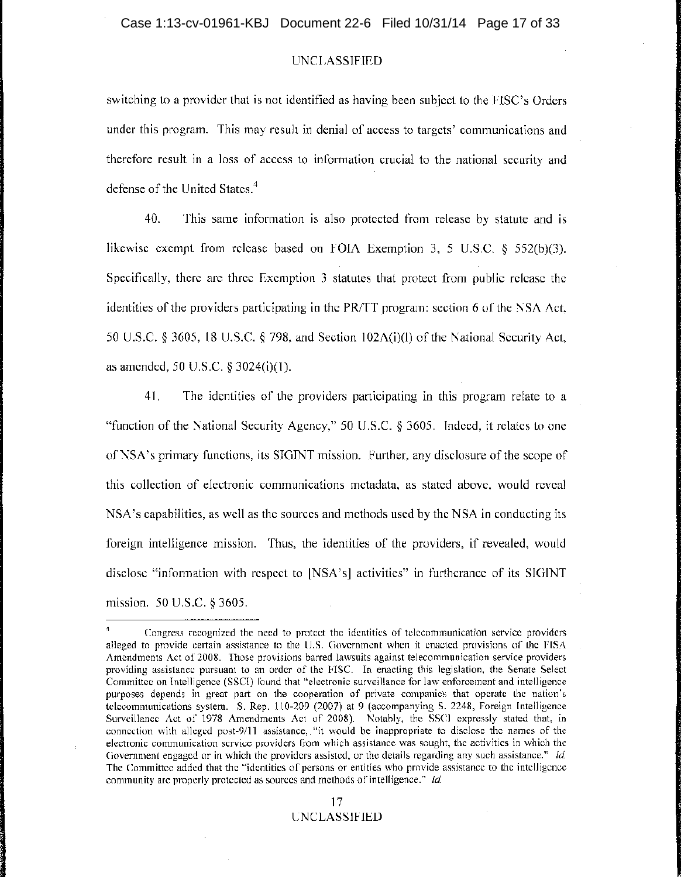switching to a provider that is not identified as having been subject to the FISC's Orders under this program. This may result in denial of access to targets' communications and therefore result in a loss of access to information crucial to the national security and defense of the United States.[4]

40. This same information is also protected from release by statute and is likewise exempt from release based on FOIA Exemption 3, 5 U.S.C. § 552(b)(3). Specifically, there are three Exemption 3 statutes that protect from public release the identities of the providers participating in the PR/TT program: section 6 of the NSA Act, 50 U.S.C. § 3605, 18 U.S.C. § 798, and Section 102A(i)(l) of the National Security Act, as amended, 50 U.S.C. § 3024(i)(1).

41. The identities of the providers participating in this program relate to a "function of the National Security Agency," 50 U.S.C. § 3605. Indeed, it relates to one of NSA's primary functions, its SIGINT mission. Further, any disclosure of the scope of this collection of electronic communications metadata, as stated above, would reveal NSA's capabilities, as well as the sources and methods used by the NSA in conducting its foreign intelligence mission. Thus, the identities of the providers, if revealed, would disclose "information with respect to [NSA's] activities" in furtherance of its SIGINT mission. 50 U.S.C. § 3605.

---

[4] Congress recognized the need to protect the identities of telecommunication service providers alleged to provide certain assistance to the U.S. Government when it enacted provisions of the FISA Amendments Act of 2008. Those provisions barred lawsuits against telecommunication service providers providing assistance pursuant to an order of the FISC. In enacting this legislation, the Senate Select Committee on Intelligence (SSCI) found that "electronic surveillance for law enforcement and intelligence purposes depends in great part on the cooperation of private companies that operate the nation's telecommunications system. S. Rep. 110-209 (2007) at 9 (accompanying S. 2248, Foreign Intelligence Surveillance Act of 1978 Amendments Act of 2008). Notably, the SSCI expressly stated that, in connection with alleged post-9/11 assistance, "it would be inappropriate to disclose the names of the electronic communication service providers from which assistance was sought, the activities in which the Government engaged or in which the providers assisted, or the details regarding any such assistance." *Id.* The Committee added that the "identities of persons or entities who provide assistance to the intelligence community are properly protected as sources and methods of intelligence." *Id.*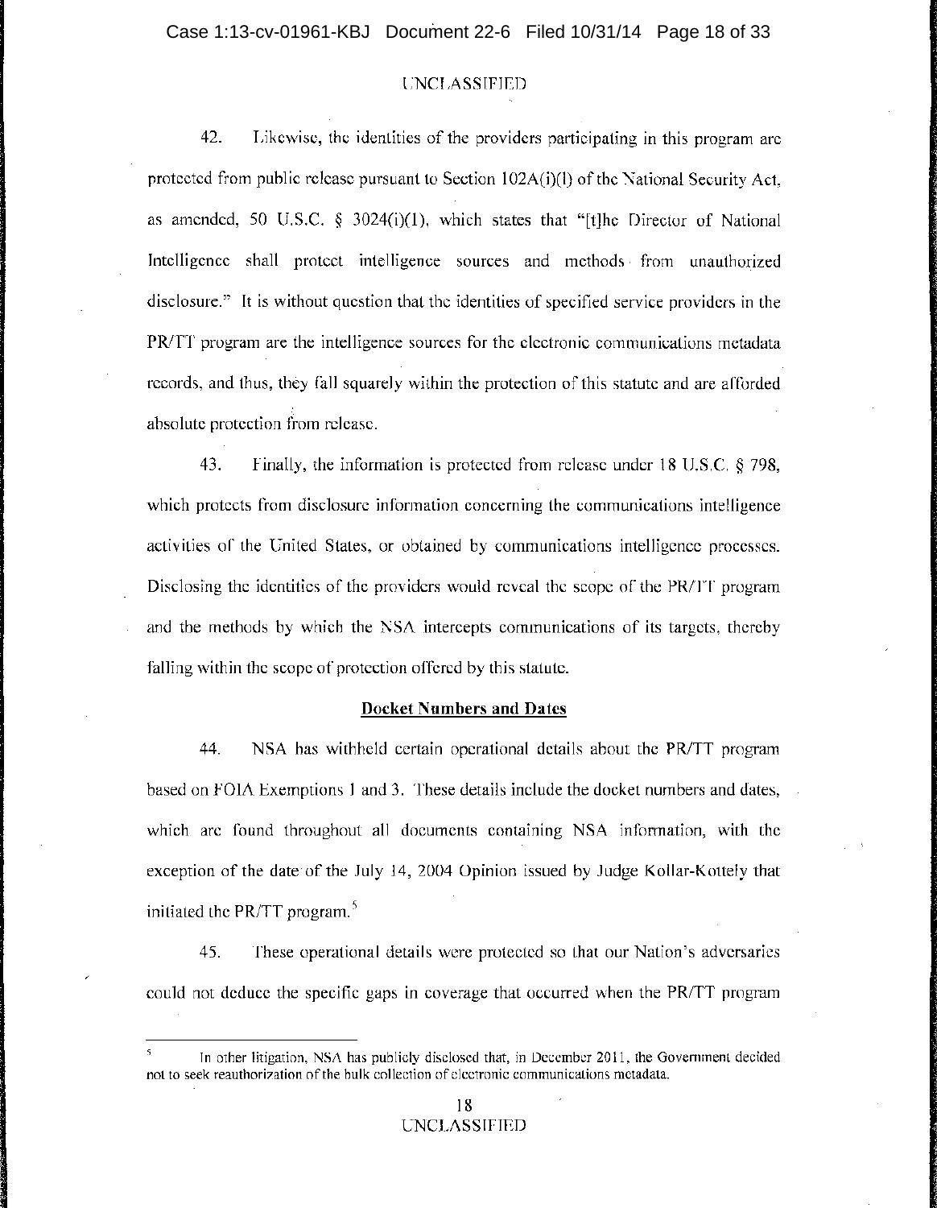UNCLASSIFIED

42. Likewise, the identities of the providers participating in this program are protected from public release pursuant to Section 102A(i)(l) of the National Security Act, as amended, 50 U.S.C. § 3024(i)(1), which states that "[t]he Director of National Intelligence shall protect intelligence sources and methods from unauthorized disclosure." It is without question that the identities of specified service providers in the PR/TT program are the intelligence sources for the electronic communications metadata records, and thus, they fall squarely within the protection of this statute and are afforded absolute protection from release.

43. Finally, the information is protected from release under 18 U.S.C. § 798, which protects from disclosure information concerning the communications intelligence activities of the United States, or obtained by communications intelligence processes. Disclosing the identities of the providers would reveal the scope of the PR/TT program and the methods by which the NSA intercepts communications of its targets, thereby falling within the scope of protection offered by this statute.

**Docket Numbers and Dates**

44. NSA has withheld certain operational details about the PR/TT program based on FOIA Exemptions 1 and 3. These details include the docket numbers and dates, which are found throughout all documents containing NSA information, with the exception of the date of the July 14, 2004 Opinion issued by Judge Kollar-Kottely that initiated the PR/TT program.[5]

45. These operational details were protected so that our Nation's adversaries could not deduce the specific gaps in coverage that occurred when the PR/TT program

---

[5] In other litigation, NSA has publicly disclosed that, in December 2011, the Government decided not to seek reauthorization of the bulk collection of electronic communications metadata.

UNCLASSIFIED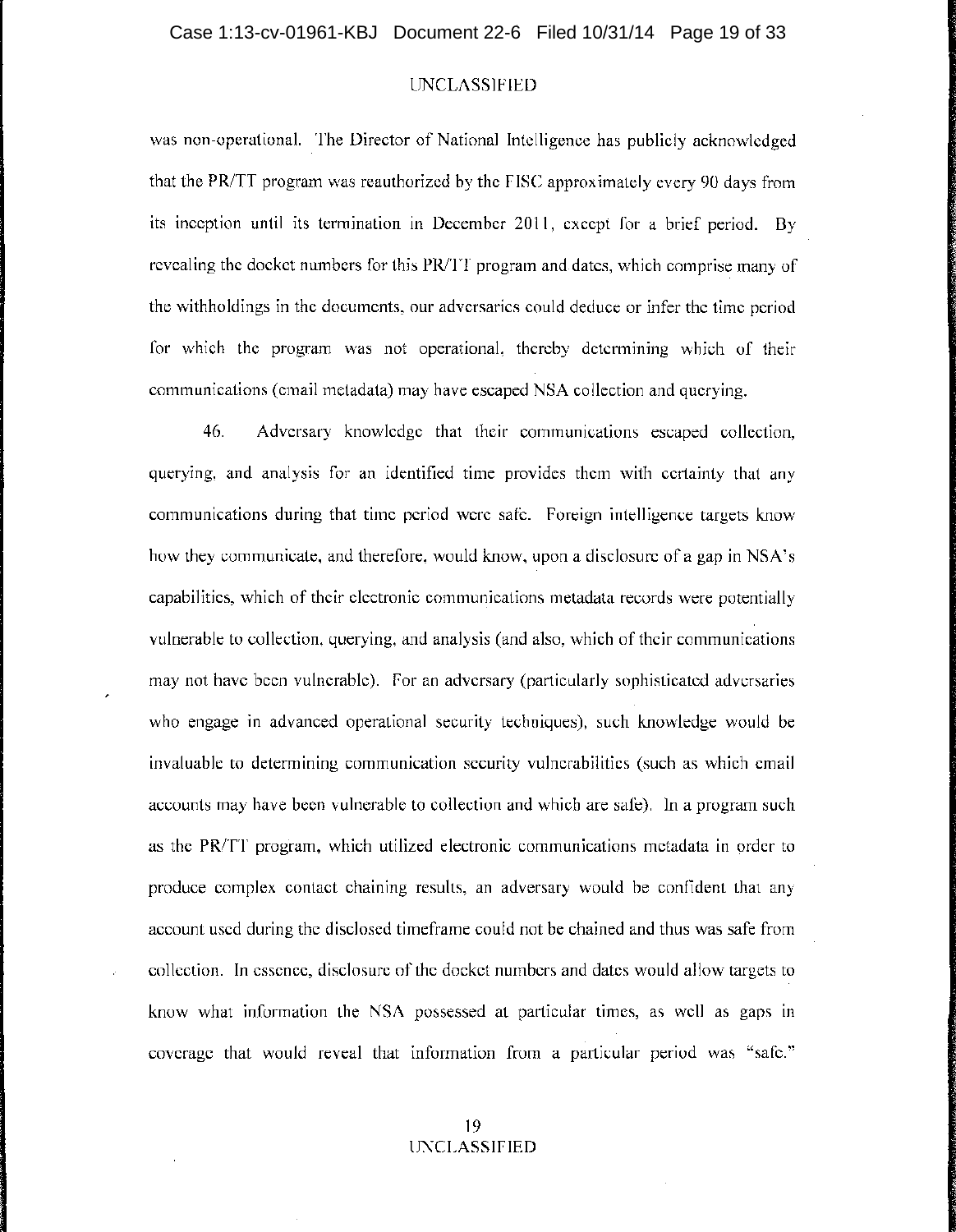was non-operational. The Director of National Intelligence has publicly acknowledged that the PR/TT program was reauthorized by the FISC approximately every 90 days from its inception until its termination in December 2011, except for a brief period. By revealing the docket numbers for this PR/TT program and dates, which comprise many of the withholdings in the documents, our adversaries could deduce or infer the time period for which the program was not operational, thereby determining which of their communications (email metadata) may have escaped NSA collection and querying.

46. Adversary knowledge that their communications escaped collection, querying, and analysis for an identified time provides them with certainty that any communications during that time period were safe. Foreign intelligence targets know how they communicate, and therefore, would know, upon a disclosure of a gap in NSA's capabilities, which of their electronic communications metadata records were potentially vulnerable to collection, querying, and analysis (and also, which of their communications may not have been vulnerable). For an adversary (particularly sophisticated adversaries who engage in advanced operational security techniques), such knowledge would be invaluable to determining communication security vulnerabilities (such as which email accounts may have been vulnerable to collection and which are safe). In a program such as the PR/TT program, which utilized electronic communications metadata in order to produce complex contact chaining results, an adversary would be confident that any account used during the disclosed timeframe could not be chained and thus was safe from collection. In essence, disclosure of the docket numbers and dates would allow targets to know what information the NSA possessed at particular times, as well as gaps in coverage that would reveal that information from a particular period was "safe."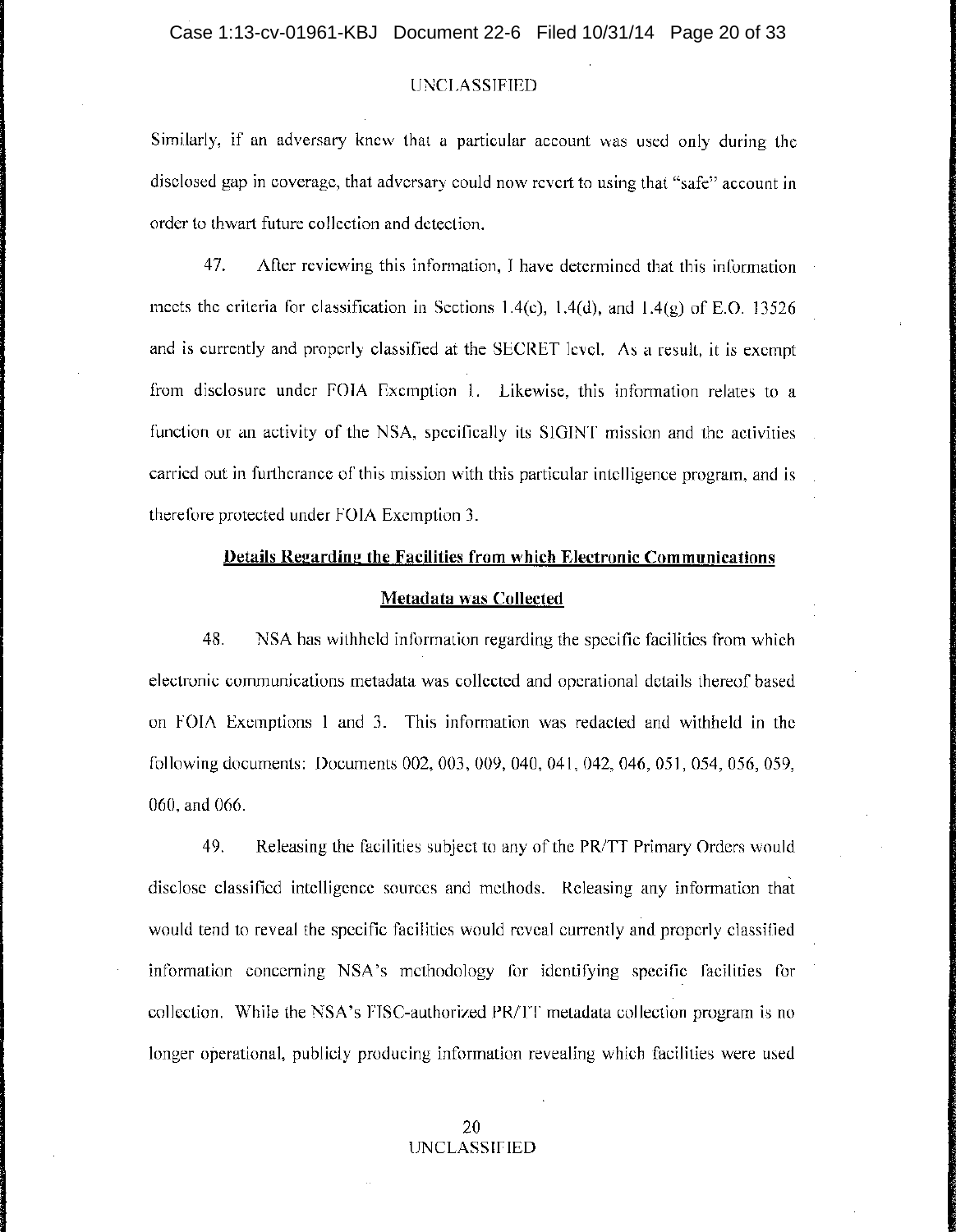Similarly, if an adversary knew that a particular account was used only during the disclosed gap in coverage, that adversary could now revert to using that "safe" account in order to thwart future collection and detection.

47. After reviewing this information, I have determined that this information meets the criteria for classification in Sections 1.4(c), 1.4(d), and 1.4(g) of E.O. 13526 and is currently and properly classified at the SECRET level. As a result, it is exempt from disclosure under FOIA Exemption 1. Likewise, this information relates to a function or an activity of the NSA, specifically its SIGINT mission and the activities carried out in furtherance of this mission with this particular intelligence program, and is therefore protected under FOIA Exemption 3.

**Details Regarding the Facilities from which Electronic Communications Metadata was Collected**

48. NSA has withheld information regarding the specific facilities from which electronic communications metadata was collected and operational details thereof based on FOIA Exemptions 1 and 3. This information was redacted and withheld in the following documents: Documents 002, 003, 009, 040, 041, 042, 046, 051, 054, 056, 059, 060, and 066.

49. Releasing the facilities subject to any of the PR/TT Primary Orders would disclose classified intelligence sources and methods. Releasing any information that would tend to reveal the specific facilities would reveal currently and properly classified information concerning NSA's methodology for identifying specific facilities for collection. While the NSA's FISC-authorized PR/TT metadata collection program is no longer operational, publicly producing information revealing which facilities were used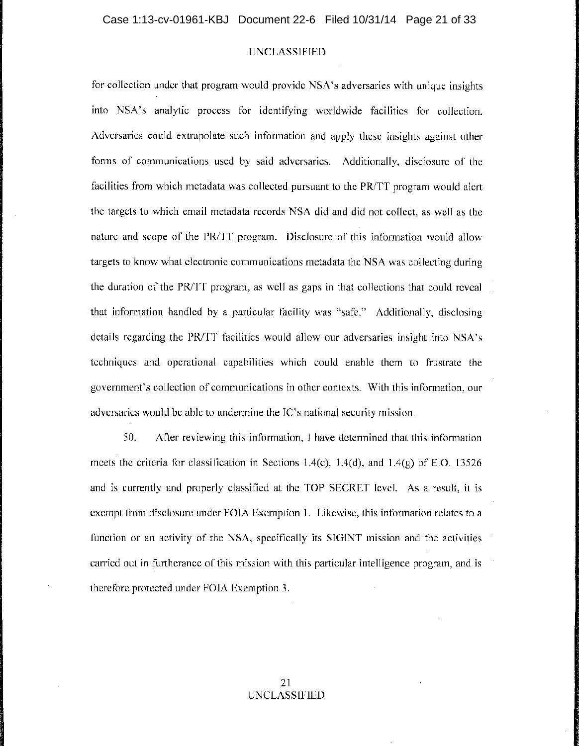for collection under that program would provide NSA's adversaries with unique insights into NSA's analytic process for identifying worldwide facilities for collection. Adversaries could extrapolate such information and apply these insights against other forms of communications used by said adversaries. Additionally, disclosure of the facilities from which metadata was collected pursuant to the PR/TT program would alert the targets to which email metadata records NSA did and did not collect, as well as the nature and scope of the PR/TT program. Disclosure of this information would allow targets to know what electronic communications metadata the NSA was collecting during the duration of the PR/TT program, as well as gaps in that collections that could reveal that information handled by a particular facility was "safe." Additionally, disclosing details regarding the PR/TT facilities would allow our adversaries insight into NSA's techniques and operational capabilities which could enable them to frustrate the government's collection of communications in other contexts. With this information, our adversaries would be able to undermine the IC's national security mission.

50. After reviewing this information, I have determined that this information meets the criteria for classification in Sections 1.4(c), 1.4(d), and 1.4(g) of E.O. 13526 and is currently and properly classified at the TOP SECRET level. As a result, it is exempt from disclosure under FOIA Exemption 1. Likewise, this information relates to a function or an activity of the NSA, specifically its SIGINT mission and the activities carried out in furtherance of this mission with this particular intelligence program, and is therefore protected under FOIA Exemption 3.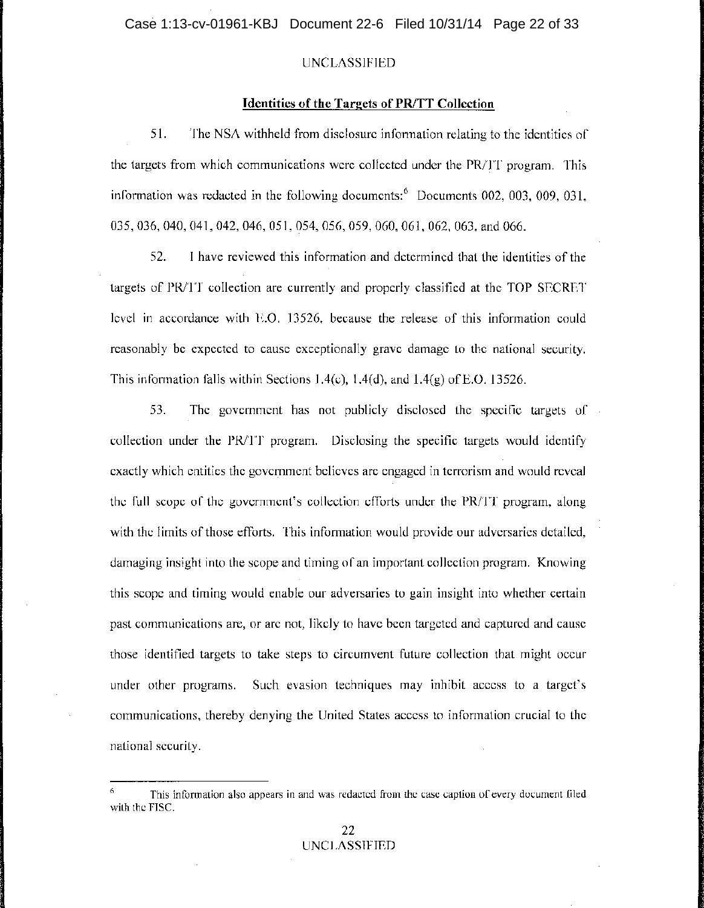UNCLASSIFIED

## Identities of the Targets of PR/TT Collection

51. The NSA withheld from disclosure information relating to the identities of the targets from which communications were collected under the PR/TT program. This information was redacted in the following documents:[6] Documents 002, 003, 009, 031, 035, 036, 040, 041, 042, 046, 051, 054, 056, 059, 060, 061, 062, 063, and 066.

52. I have reviewed this information and determined that the identities of the targets of PR/TT collection are currently and properly classified at the TOP SECRET level in accordance with E.O. 13526, because the release of this information could reasonably be expected to cause exceptionally grave damage to the national security. This information falls within Sections 1.4(c), 1.4(d), and 1.4(g) of E.O. 13526.

53. The government has not publicly disclosed the specific targets of collection under the PR/TT program. Disclosing the specific targets would identify exactly which entities the government believes are engaged in terrorism and would reveal the full scope of the government's collection efforts under the PR/TT program, along with the limits of those efforts. This information would provide our adversaries detailed, damaging insight into the scope and timing of an important collection program. Knowing this scope and timing would enable our adversaries to gain insight into whether certain past communications are, or are not, likely to have been targeted and captured and cause those identified targets to take steps to circumvent future collection that might occur under other programs. Such evasion techniques may inhibit access to a target's communications, thereby denying the United States access to information crucial to the national security.

[6] This information also appears in and was redacted from the case caption of every document filed with the FISC.

UNCLASSIFIED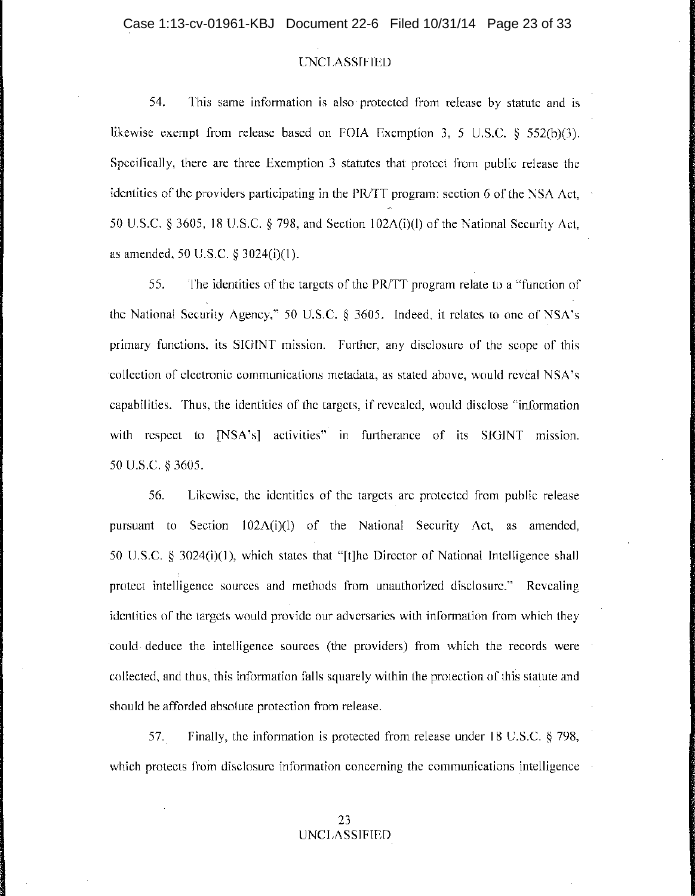54. This same information is also protected from release by statute and is likewise exempt from release based on FOIA Exemption 3, 5 U.S.C. § 552(b)(3). Specifically, there are three Exemption 3 statutes that protect from public release the identities of the providers participating in the PR/TT program: section 6 of the NSA Act, 50 U.S.C. § 3605, 18 U.S.C. § 798, and Section 102A(i)(l) of the National Security Act, as amended, 50 U.S.C. § 3024(i)(1).

55. The identities of the targets of the PR/TT program relate to a "function of the National Security Agency," 50 U.S.C. § 3605. Indeed, it relates to one of NSA's primary functions, its SIGINT mission. Further, any disclosure of the scope of this collection of electronic communications metadata, as stated above, would reveal NSA's capabilities. Thus, the identities of the targets, if revealed, would disclose "information with respect to [NSA's] activities" in furtherance of its SIGINT mission. 50 U.S.C. § 3605.

56. Likewise, the identities of the targets are protected from public release pursuant to Section 102A(i)(l) of the National Security Act, as amended, 50 U.S.C. § 3024(i)(1), which states that "[t]he Director of National Intelligence shall protect intelligence sources and methods from unauthorized disclosure." Revealing identities of the targets would provide our adversaries with information from which they could deduce the intelligence sources (the providers) from which the records were collected, and thus, this information falls squarely within the protection of this statute and should be afforded absolute protection from release.

57. Finally, the information is protected from release under 18 U.S.C. § 798, which protects from disclosure information concerning the communications intelligence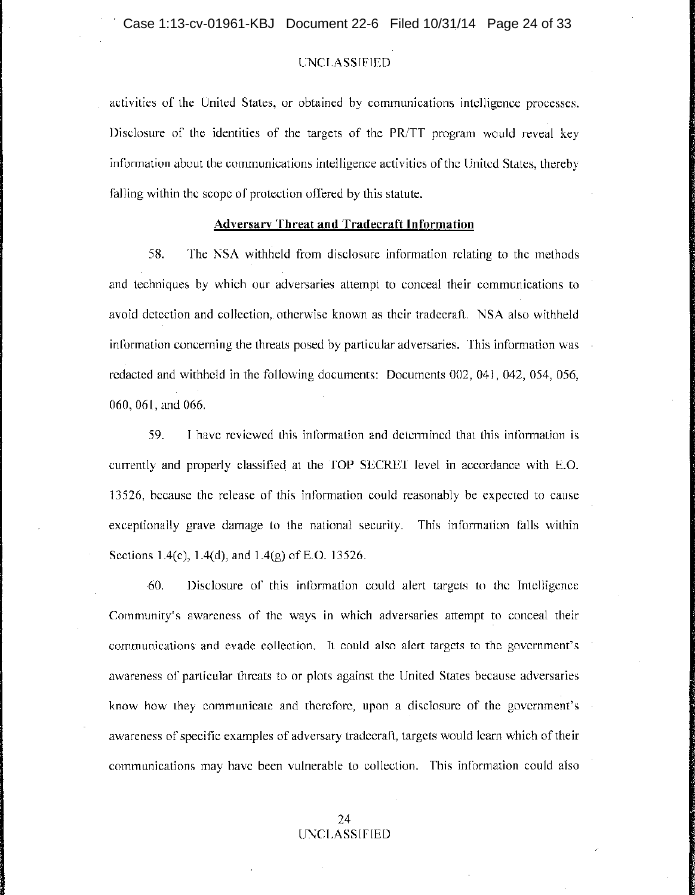activities of the United States, or obtained by communications intelligence processes. Disclosure of the identities of the targets of the PR/TT program would reveal key information about the communications intelligence activities of the United States, thereby falling within the scope of protection offered by this statute.

**Adversary Threat and Tradecraft Information**

58. The NSA withheld from disclosure information relating to the methods and techniques by which our adversaries attempt to conceal their communications to avoid detection and collection, otherwise known as their tradecraft. NSA also withheld information concerning the threats posed by particular adversaries. This information was redacted and withheld in the following documents: Documents 002, 041, 042, 054, 056, 060, 061, and 066.

59. I have reviewed this information and determined that this information is currently and properly classified at the TOP SECRET level in accordance with E.O. 13526, because the release of this information could reasonably be expected to cause exceptionally grave damage to the national security. This information falls within Sections 1.4(c), 1.4(d), and 1.4(g) of E.O. 13526.

60. Disclosure of this information could alert targets to the Intelligence Community's awareness of the ways in which adversaries attempt to conceal their communications and evade collection. It could also alert targets to the government's awareness of particular threats to or plots against the United States because adversaries know how they communicate and therefore, upon a disclosure of the government's awareness of specific examples of adversary tradecraft, targets would learn which of their communications may have been vulnerable to collection. This information could also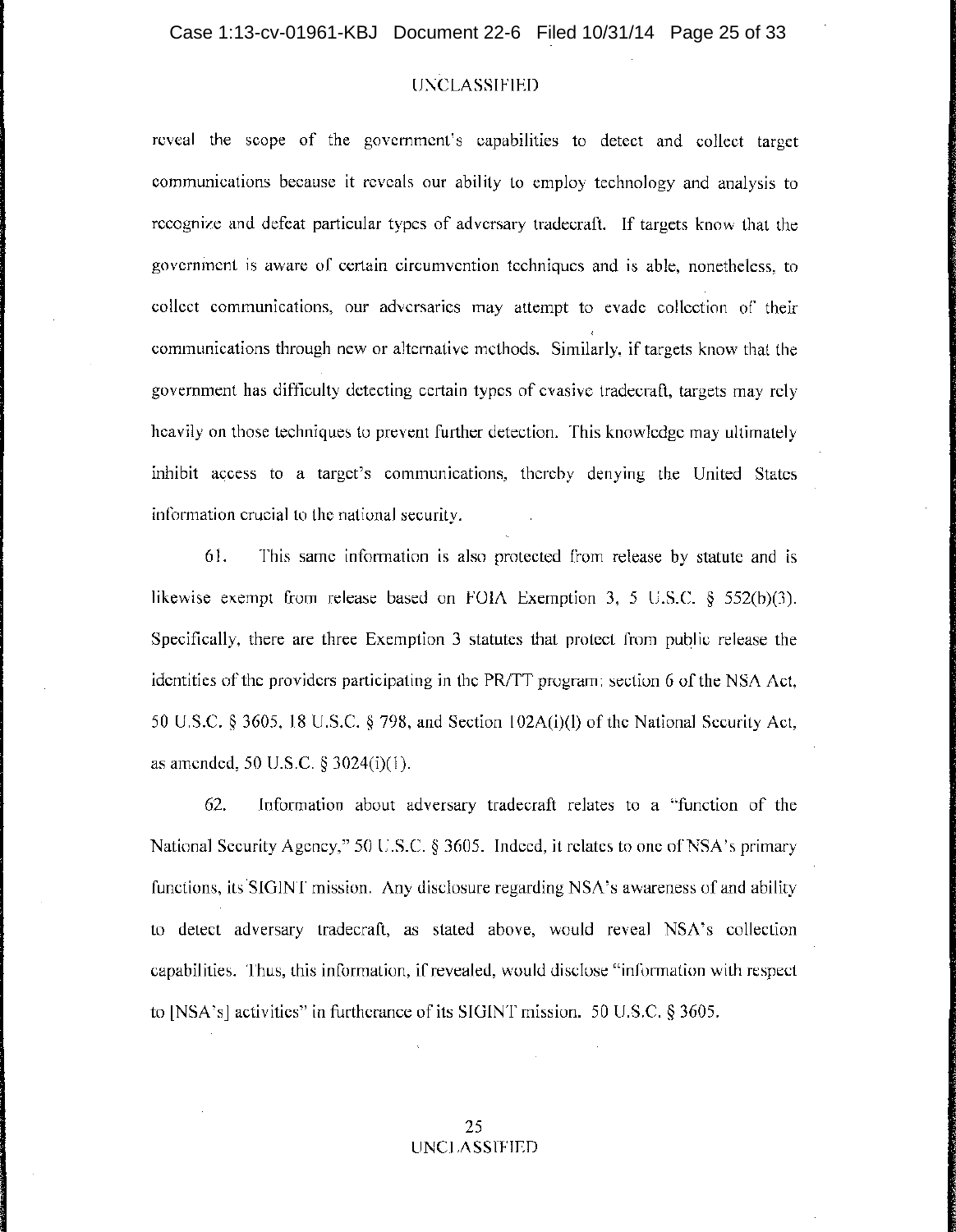reveal the scope of the government's capabilities to detect and collect target communications because it reveals our ability to employ technology and analysis to recognize and defeat particular types of adversary tradecraft. If targets know that the government is aware of certain circumvention techniques and is able, nonetheless, to collect communications, our adversaries may attempt to evade collection of their communications through new or alternative methods. Similarly, if targets know that the government has difficulty detecting certain types of evasive tradecraft, targets may rely heavily on those techniques to prevent further detection. This knowledge may ultimately inhibit access to a target's communications, thereby denying the United States information crucial to the national security.

61. This same information is also protected from release by statute and is likewise exempt from release based on FOIA Exemption 3, 5 U.S.C. § 552(b)(3). Specifically, there are three Exemption 3 statutes that protect from public release the identities of the providers participating in the PR/TT program: section 6 of the NSA Act, 50 U.S.C. § 3605, 18 U.S.C. § 798, and Section 102A(i)(l) of the National Security Act, as amended, 50 U.S.C. § 3024(i)(1).

62. Information about adversary tradecraft relates to a "function of the National Security Agency," 50 U.S.C. § 3605. Indeed, it relates to one of NSA's primary functions, its SIGINT mission. Any disclosure regarding NSA's awareness of and ability to detect adversary tradecraft, as stated above, would reveal NSA's collection capabilities. Thus, this information, if revealed, would disclose "information with respect to [NSA's] activities" in furtherance of its SIGINT mission. 50 U.S.C. § 3605.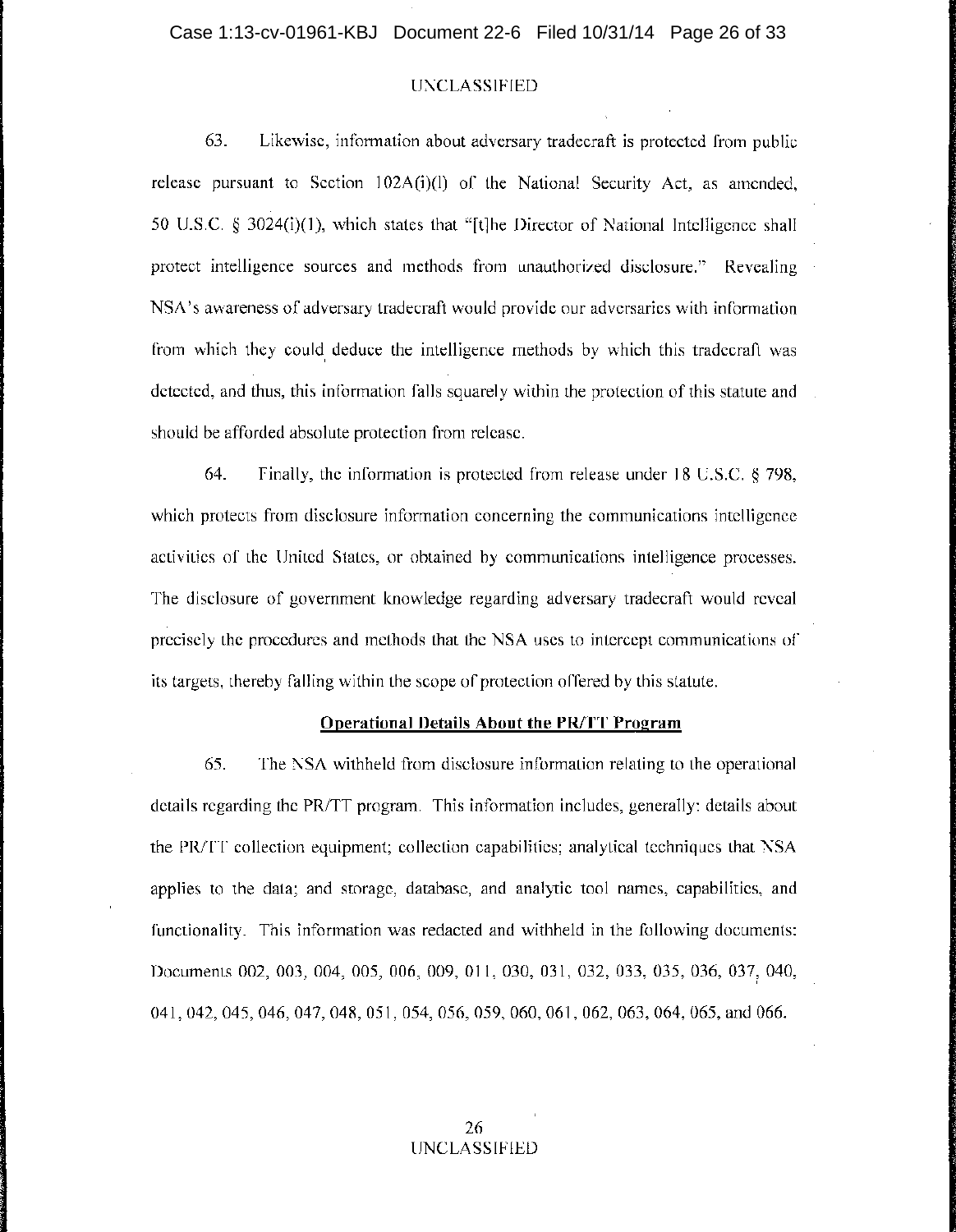UNCLASSIFIED

63. Likewise, information about adversary tradecraft is protected from public release pursuant to Section 102A(i)(l) of the National Security Act, as amended, 50 U.S.C. § 3024(i)(1), which states that "[t]he Director of National Intelligence shall protect intelligence sources and methods from unauthorized disclosure." Revealing NSA's awareness of adversary tradecraft would provide our adversaries with information from which they could deduce the intelligence methods by which this tradecraft was detected, and thus, this information falls squarely within the protection of this statute and should be afforded absolute protection from release.

64. Finally, the information is protected from release under 18 U.S.C. § 798, which protects from disclosure information concerning the communications intelligence activities of the United States, or obtained by communications intelligence processes. The disclosure of government knowledge regarding adversary tradecraft would reveal precisely the procedures and methods that the NSA uses to intercept communications of its targets, thereby falling within the scope of protection offered by this statute.

**Operational Details About the PR/TT Program**

65. The NSA withheld from disclosure information relating to the operational details regarding the PR/TT program. This information includes, generally: details about the PR/TT collection equipment; collection capabilities; analytical techniques that NSA applies to the data; and storage, database, and analytic tool names, capabilities, and functionality. This information was redacted and withheld in the following documents: Documents 002, 003, 004, 005, 006, 009, 011, 030, 031, 032, 033, 035, 036, 037, 040, 041, 042, 045, 046, 047, 048, 051, 054, 056, 059, 060, 061, 062, 063, 064, 065, and 066.

UNCLASSIFIED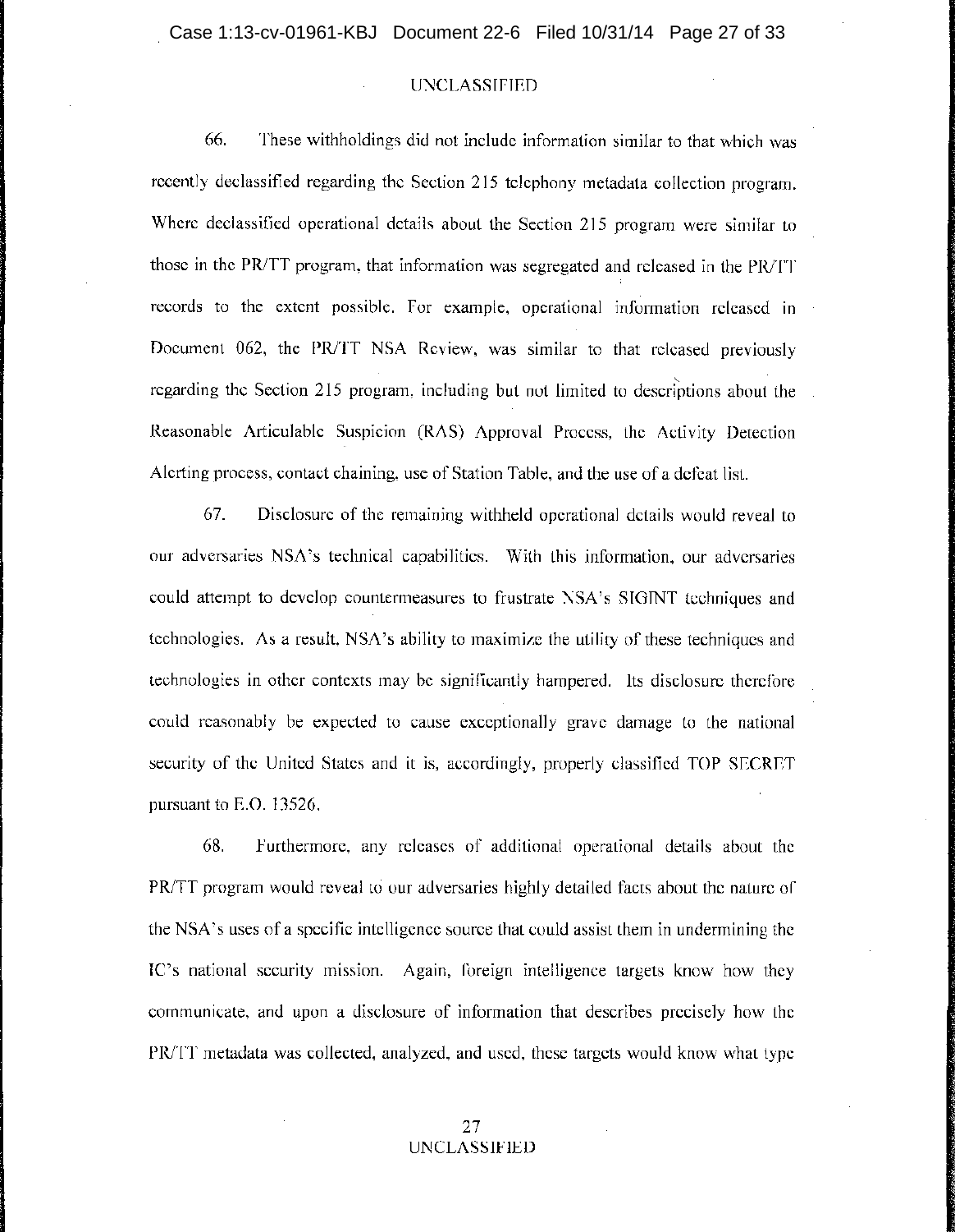UNCLASSIFIED

66. These withholdings did not include information similar to that which was recently declassified regarding the Section 215 telephony metadata collection program. Where declassified operational details about the Section 215 program were similar to those in the PR/TT program, that information was segregated and released in the PR/TT records to the extent possible. For example, operational information released in Document 062, the PR/TT NSA Review, was similar to that released previously regarding the Section 215 program, including but not limited to descriptions about the Reasonable Articulable Suspicion (RAS) Approval Process, the Activity Detection Alerting process, contact chaining, use of Station Table, and the use of a defeat list.

67. Disclosure of the remaining withheld operational details would reveal to our adversaries NSA's technical capabilities. With this information, our adversaries could attempt to develop countermeasures to frustrate NSA's SIGINT techniques and technologies. As a result, NSA's ability to maximize the utility of these techniques and technologies in other contexts may be significantly hampered. Its disclosure therefore could reasonably be expected to cause exceptionally grave damage to the national security of the United States and it is, accordingly, properly classified TOP SECRET pursuant to E.O. 13526.

68. Furthermore, any releases of additional operational details about the PR/TT program would reveal to our adversaries highly detailed facts about the nature of the NSA's uses of a specific intelligence source that could assist them in undermining the IC's national security mission. Again, foreign intelligence targets know how they communicate, and upon a disclosure of information that describes precisely how the PR/TT metadata was collected, analyzed, and used, these targets would know what type

UNCLASSIFIED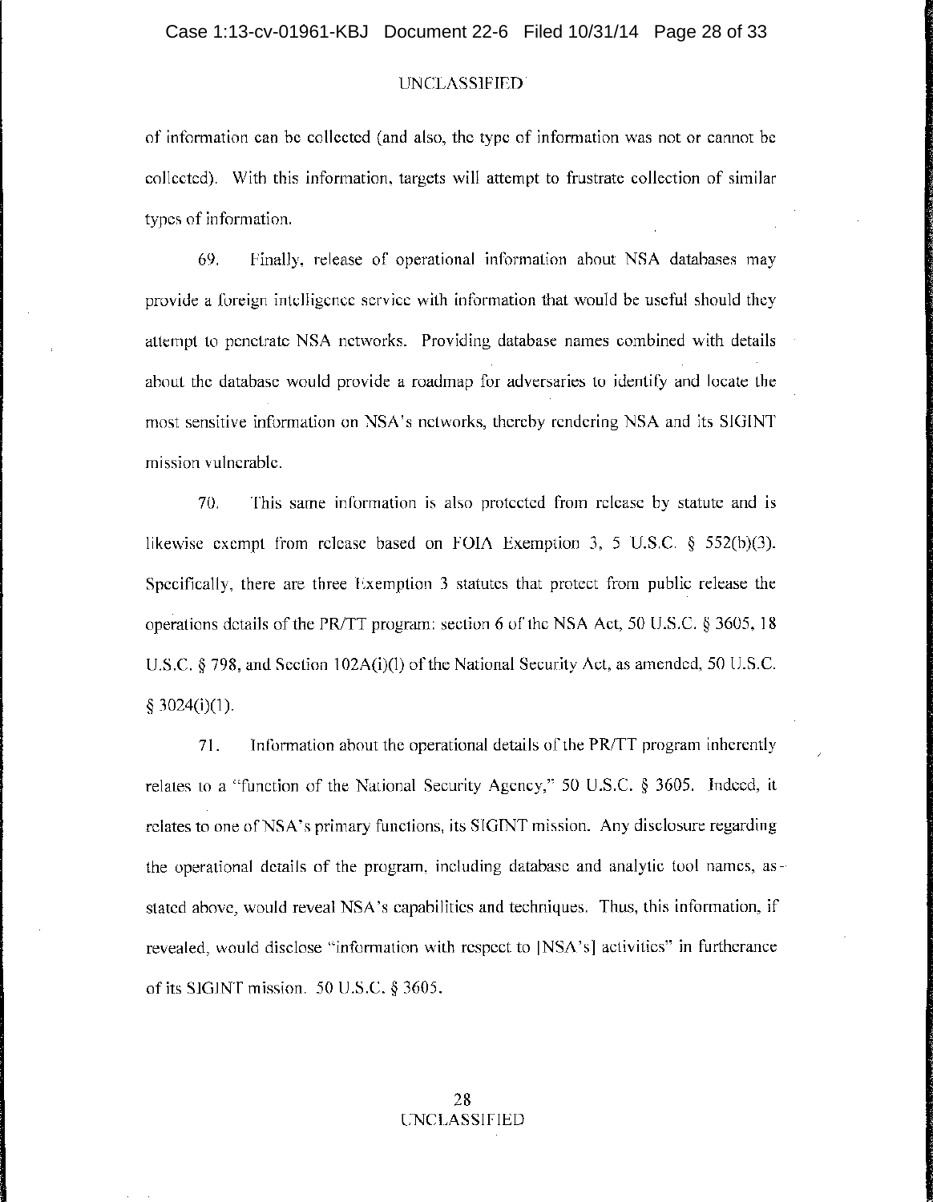of information can be collected (and also, the type of information was not or cannot be collected). With this information, targets will attempt to frustrate collection of similar types of information.

69. Finally, release of operational information about NSA databases may provide a foreign intelligence service with information that would be useful should they attempt to penetrate NSA networks. Providing database names combined with details about the database would provide a roadmap for adversaries to identify and locate the most sensitive information on NSA's networks, thereby rendering NSA and its SIGINT mission vulnerable.

70. This same information is also protected from release by statute and is likewise exempt from release based on FOIA Exemption 3, 5 U.S.C. § 552(b)(3). Specifically, there are three Exemption 3 statutes that protect from public release the operations details of the PR/TT program: section 6 of the NSA Act, 50 U.S.C. § 3605, 18 U.S.C. § 798, and Section 102A(i)(l) of the National Security Act, as amended, 50 U.S.C. § 3024(i)(1).

71. Information about the operational details of the PR/TT program inherently relates to a "function of the National Security Agency," 50 U.S.C. § 3605. Indeed, it relates to one of NSA's primary functions, its SIGINT mission. Any disclosure regarding the operational details of the program, including database and analytic tool names, as stated above, would reveal NSA's capabilities and techniques. Thus, this information, if revealed, would disclose "information with respect to [NSA's] activities" in furtherance of its SIGINT mission. 50 U.S.C. § 3605.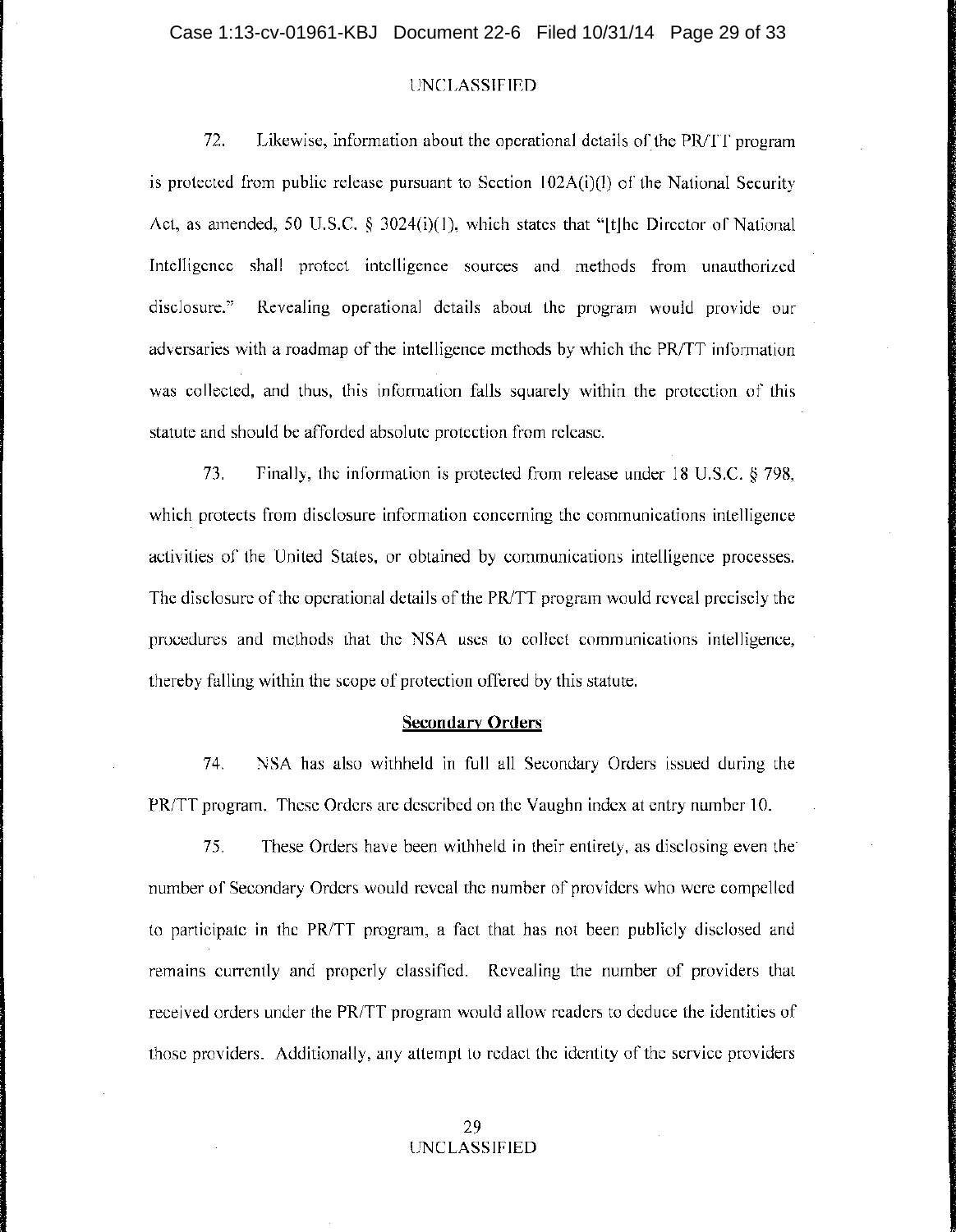UNCLASSIFIED

72. Likewise, information about the operational details of the PR/TT program is protected from public release pursuant to Section 102A(i)(l) of the National Security Act, as amended, 50 U.S.C. § 3024(i)(1), which states that "[t]he Director of National Intelligence shall protect intelligence sources and methods from unauthorized disclosure." Revealing operational details about the program would provide our adversaries with a roadmap of the intelligence methods by which the PR/TT information was collected, and thus, this information falls squarely within the protection of this statute and should be afforded absolute protection from release.

73. Finally, the information is protected from release under 18 U.S.C. § 798, which protects from disclosure information concerning the communications intelligence activities of the United States, or obtained by communications intelligence processes. The disclosure of the operational details of the PR/TT program would reveal precisely the procedures and methods that the NSA uses to collect communications intelligence, thereby falling within the scope of protection offered by this statute.

**Secondary Orders**

74. NSA has also withheld in full all Secondary Orders issued during the PR/TT program. These Orders are described on the Vaughn index at entry number 10.

75. These Orders have been withheld in their entirety, as disclosing even the number of Secondary Orders would reveal the number of providers who were compelled to participate in the PR/TT program, a fact that has not been publicly disclosed and remains currently and properly classified. Revealing the number of providers that received orders under the PR/TT program would allow readers to deduce the identities of those providers. Additionally, any attempt to redact the identity of the service providers

UNCLASSIFIED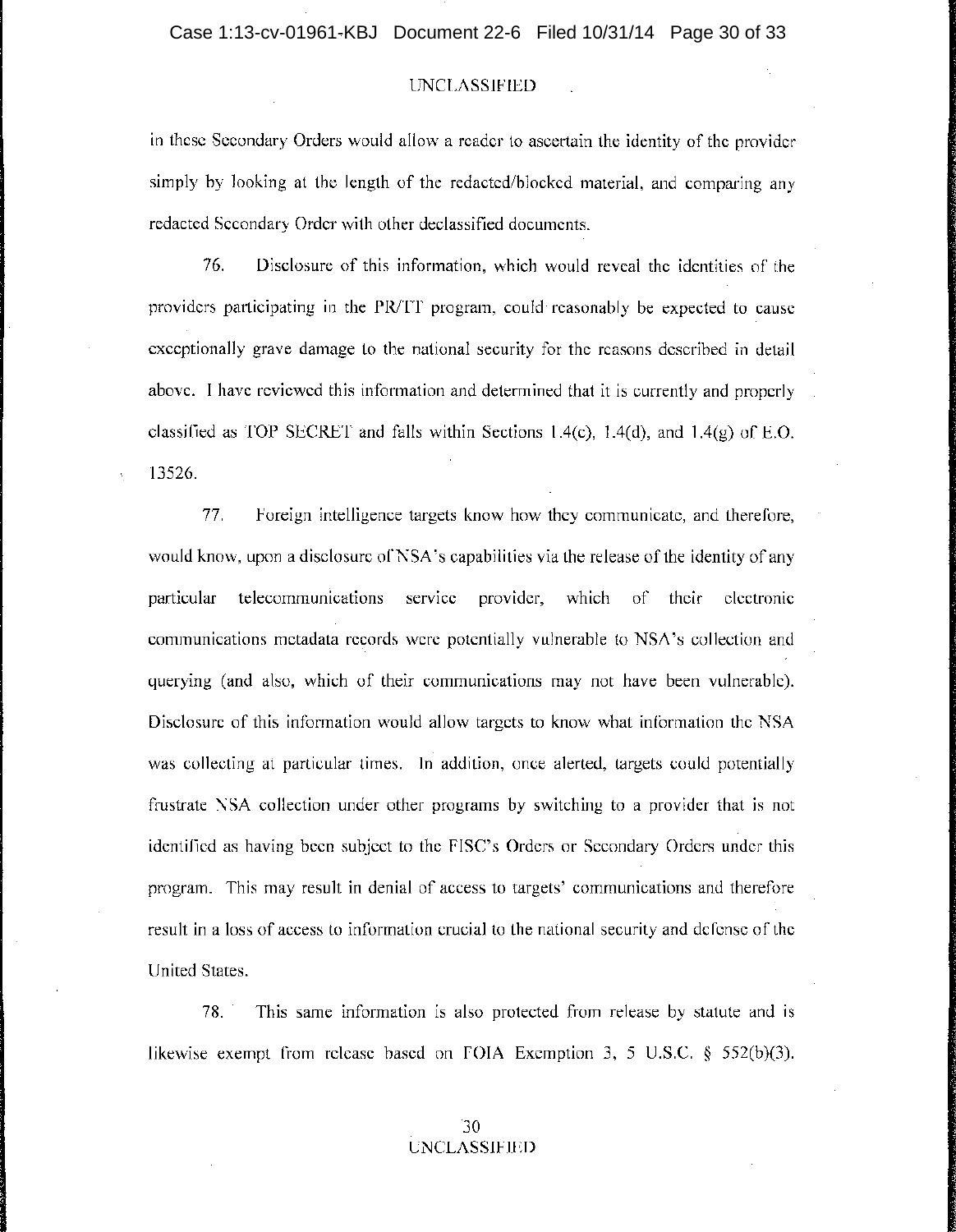in these Secondary Orders would allow a reader to ascertain the identity of the provider simply by looking at the length of the redacted/blocked material, and comparing any redacted Secondary Order with other declassified documents.

76. Disclosure of this information, which would reveal the identities of the providers participating in the PR/TT program, could reasonably be expected to cause exceptionally grave damage to the national security for the reasons described in detail above. I have reviewed this information and determined that it is currently and properly classified as TOP SECRET and falls within Sections 1.4(c), 1.4(d), and 1.4(g) of E.O. 13526.

77. Foreign intelligence targets know how they communicate, and therefore, would know, upon a disclosure of NSA's capabilities via the release of the identity of any particular telecommunications service provider, which of their electronic communications metadata records were potentially vulnerable to NSA's collection and querying (and also, which of their communications may not have been vulnerable). Disclosure of this information would allow targets to know what information the NSA was collecting at particular times. In addition, once alerted, targets could potentially frustrate NSA collection under other programs by switching to a provider that is not identified as having been subject to the FISC's Orders or Secondary Orders under this program. This may result in denial of access to targets' communications and therefore result in a loss of access to information crucial to the national security and defense of the United States.

78. This same information is also protected from release by statute and is likewise exempt from release based on FOIA Exemption 3, 5 U.S.C. § 552(b)(3).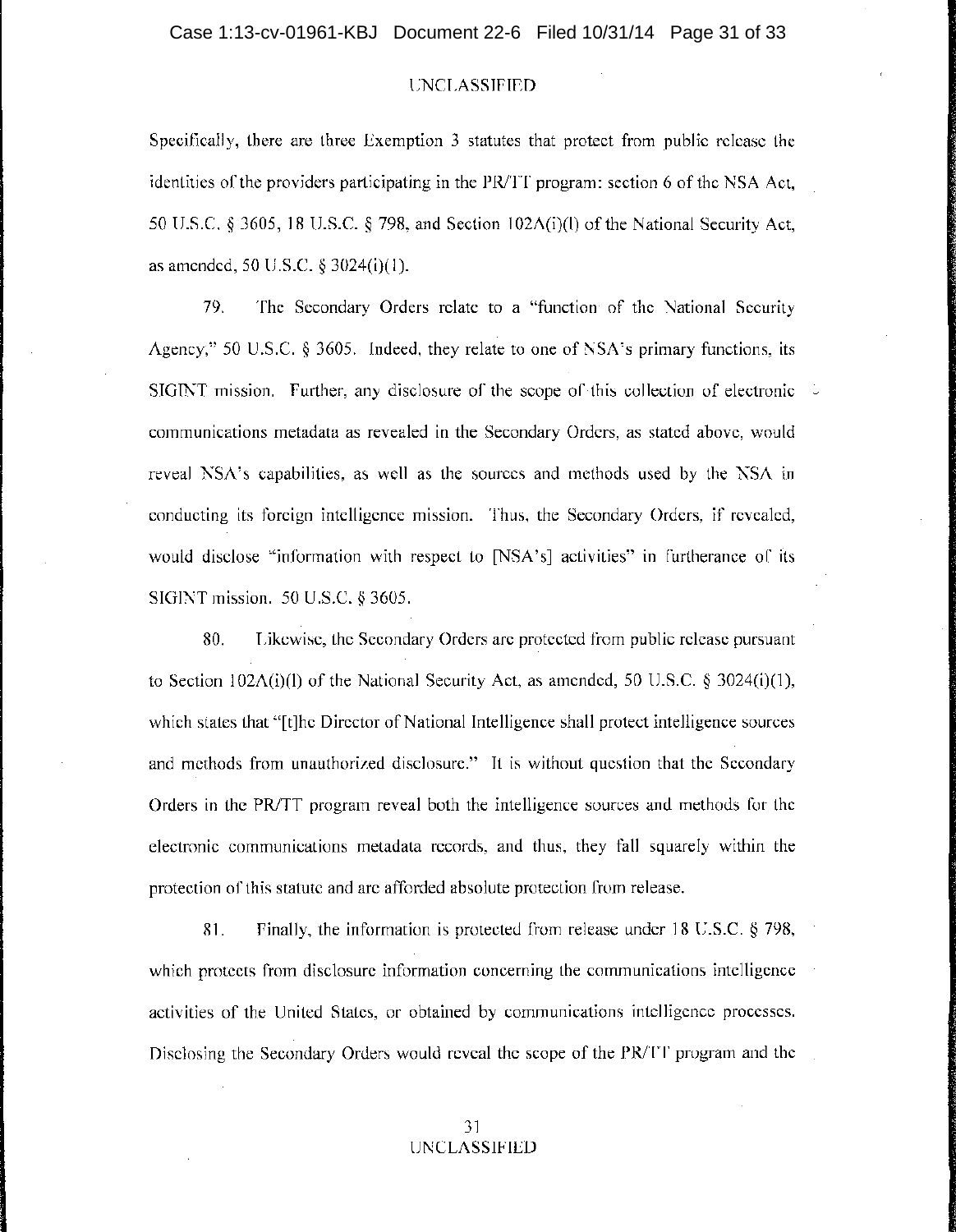Specifically, there are three Exemption 3 statutes that protect from public release the identities of the providers participating in the PR/TT program: section 6 of the NSA Act, 50 U.S.C. § 3605, 18 U.S.C. § 798, and Section 102A(i)(l) of the National Security Act, as amended, 50 U.S.C. § 3024(i)(1).

79. The Secondary Orders relate to a "function of the National Security Agency," 50 U.S.C. § 3605. Indeed, they relate to one of NSA's primary functions, its SIGINT mission. Further, any disclosure of the scope of this collection of electronic communications metadata as revealed in the Secondary Orders, as stated above, would reveal NSA's capabilities, as well as the sources and methods used by the NSA in conducting its foreign intelligence mission. Thus, the Secondary Orders, if revealed, would disclose "information with respect to [NSA's] activities" in furtherance of its SIGINT mission. 50 U.S.C. § 3605.

80. Likewise, the Secondary Orders are protected from public release pursuant to Section 102A(i)(l) of the National Security Act, as amended, 50 U.S.C. § 3024(i)(1), which states that "[t]he Director of National Intelligence shall protect intelligence sources and methods from unauthorized disclosure." It is without question that the Secondary Orders in the PR/TT program reveal both the intelligence sources and methods for the electronic communications metadata records, and thus, they fall squarely within the protection of this statute and are afforded absolute protection from release.

81. Finally, the information is protected from release under 18 U.S.C. § 798, which protects from disclosure information concerning the communications intelligence activities of the United States, or obtained by communications intelligence processes. Disclosing the Secondary Orders would reveal the scope of the PR/TT program and the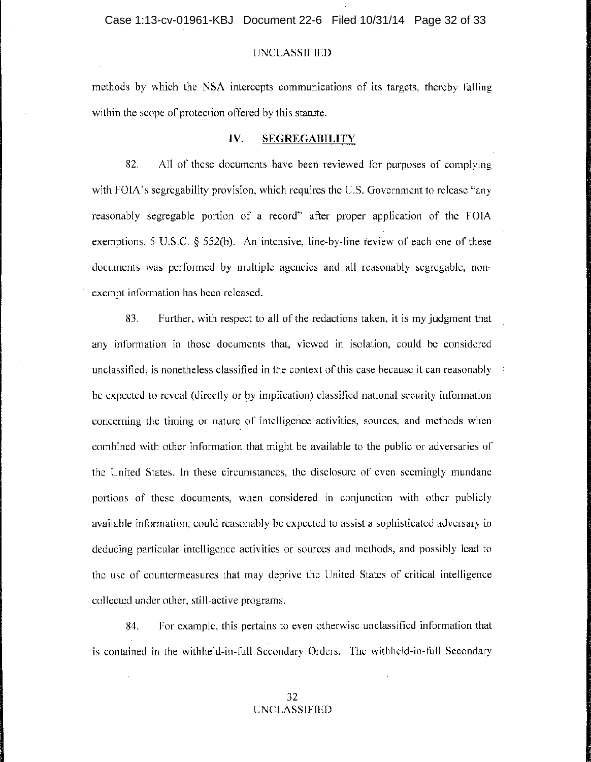methods by which the NSA intercepts communications of its targets, thereby falling within the scope of protection offered by this statute.

## IV. SEGREGABILITY

82. All of these documents have been reviewed for purposes of complying with FOIA's segregability provision, which requires the U.S. Government to release "any reasonably segregable portion of a record" after proper application of the FOIA exemptions. 5 U.S.C. § 552(b). An intensive, line-by-line review of each one of these documents was performed by multiple agencies and all reasonably segregable, non-exempt information has been released.

83. Further, with respect to all of the redactions taken, it is my judgment that any information in those documents that, viewed in isolation, could be considered unclassified, is nonetheless classified in the context of this case because it can reasonably be expected to reveal (directly or by implication) classified national security information concerning the timing or nature of intelligence activities, sources, and methods when combined with other information that might be available to the public or adversaries of the United States. In these circumstances, the disclosure of even seemingly mundane portions of these documents, when considered in conjunction with other publicly available information, could reasonably be expected to assist a sophisticated adversary in deducing particular intelligence activities or sources and methods, and possibly lead to the use of countermeasures that may deprive the United States of critical intelligence collected under other, still-active programs.

84. For example, this pertains to even otherwise unclassified information that is contained in the withheld-in-full Secondary Orders. The withheld-in-full Secondary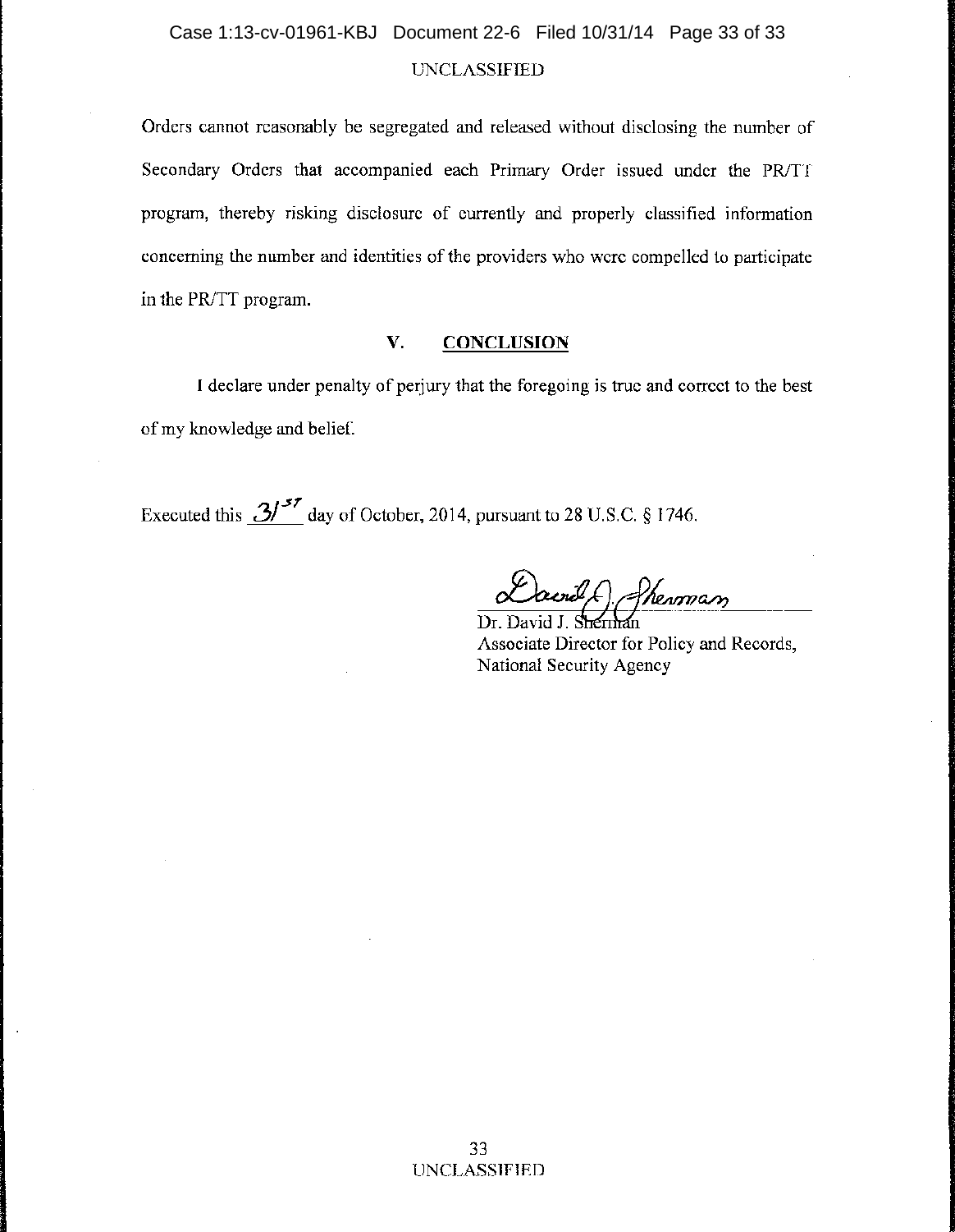Orders cannot reasonably be segregated and released without disclosing the number of Secondary Orders that accompanied each Primary Order issued under the PR/TT program, thereby risking disclosure of currently and properly classified information concerning the number and identities of the providers who were compelled to participate in the PR/TT program.

## V. CONCLUSION

I declare under penalty of perjury that the foregoing is true and correct to the best of my knowledge and belief.

Executed this 31st day of October, 2014, pursuant to 28 U.S.C. § 1746.

Dr. David J. Sherman
Associate Director for Policy and Records,
National Security Agency